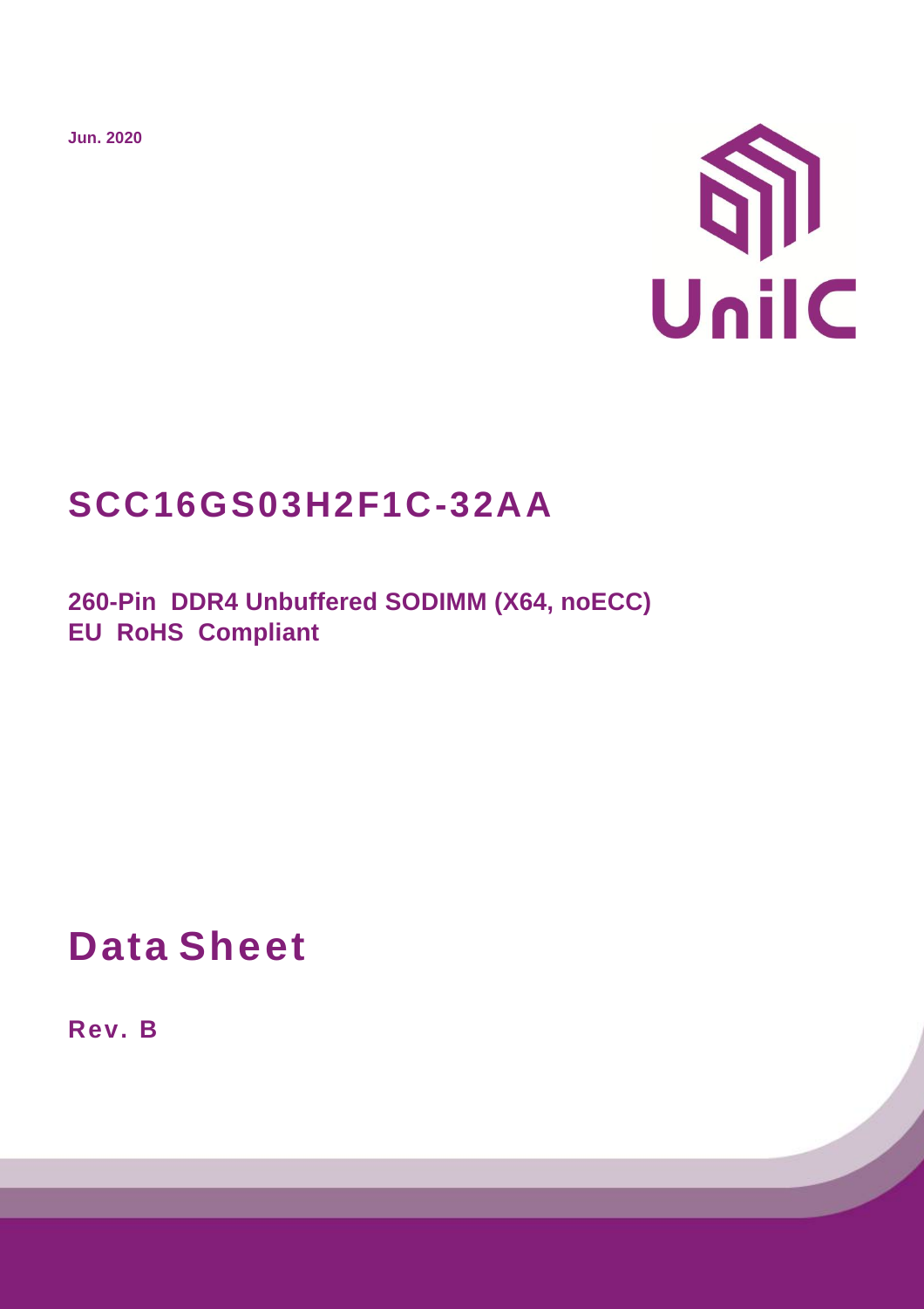Jun. 2020

UniIC

# SCC16GS03H2F1C-32AA

**260-Pin DDR4 Unbuffered SODIMM (X64, noECC)**
**EU RoHS Compliant**

# Data Sheet

**Rev. B**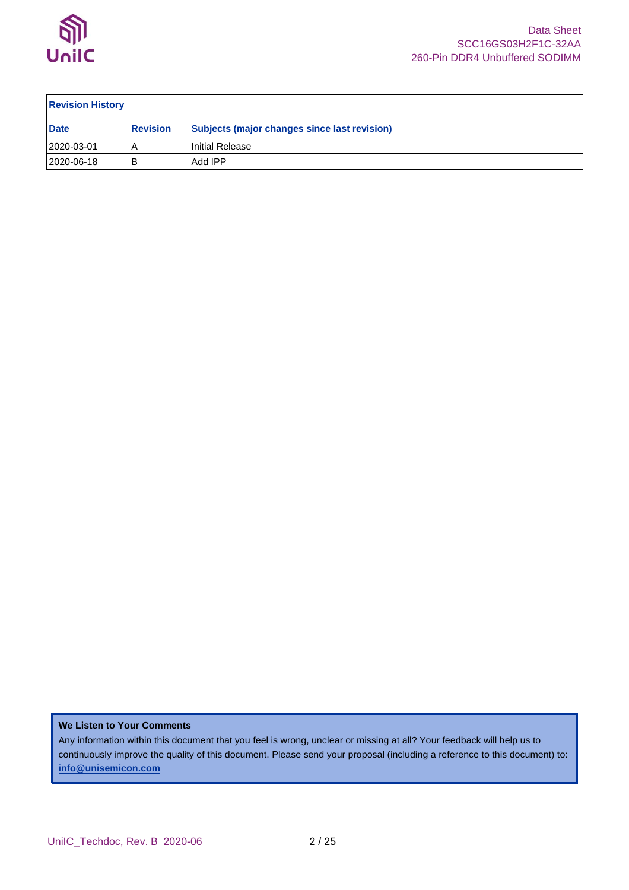| Revision History | | |
|---|---|---|
| **Date** | **Revision** | **Subjects (major changes since last revision)** |
| 2020-03-01 | A | Initial Release |
| 2020-06-18 | B | Add IPP |

**We Listen to Your Comments**

Any information within this document that you feel is wrong, unclear or missing at all? Your feedback will help us to continuously improve the quality of this document. Please send your proposal (including a reference to this document) to: **info@unisemicon.com**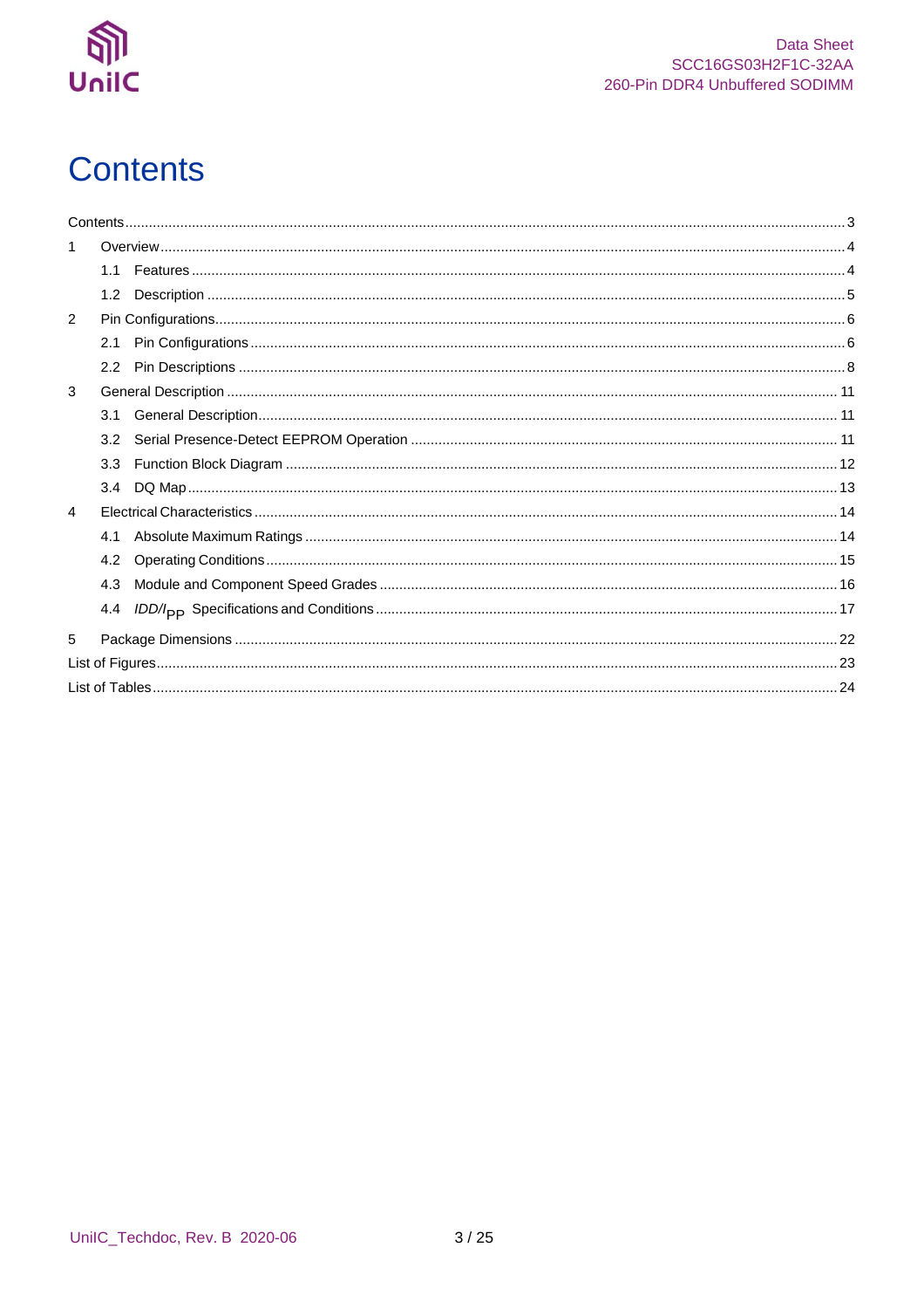# Contents

Contents ............................................................................................................ 3

1 Overview ............................................................................................................ 4

  1.1 Features ............................................................................................................ 4

  1.2 Description ............................................................................................................ 5

2 Pin Configurations ............................................................................................................ 6

  2.1 Pin Configurations ............................................................................................................ 6

  2.2 Pin Descriptions ............................................................................................................ 8

3 General Description ............................................................................................................ 11

  3.1 General Description ............................................................................................................ 11

  3.2 Serial Presence-Detect EEPROM Operation ............................................................................................................ 11

  3.3 Function Block Diagram ............................................................................................................ 12

  3.4 DQ Map ............................................................................................................ 13

4 Electrical Characteristics ............................................................................................................ 14

  4.1 Absolute Maximum Ratings ............................................................................................................ 14

  4.2 Operating Conditions ............................................................................................................ 15

  4.3 Module and Component Speed Grades ............................................................................................................ 16

  4.4 *IDD*/$I_{PP}$ Specifications and Conditions ............................................................................................................ 17

5 Package Dimensions ............................................................................................................ 22

List of Figures ............................................................................................................ 23

List of Tables ............................................................................................................ 24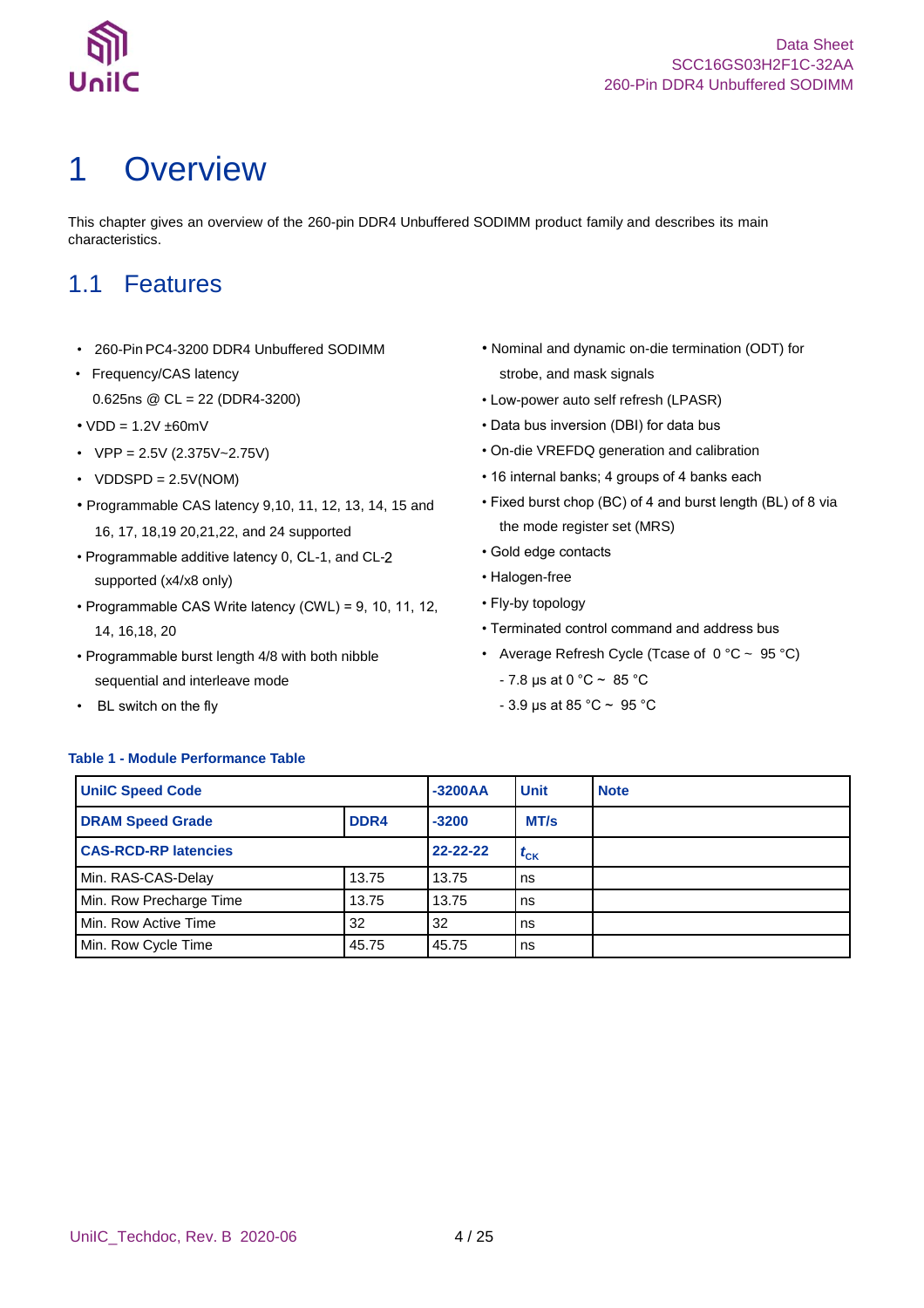// Omitted: running header (UniIC logo, "Data Sheet", "SCC16GS03H2F1C-32AA", "260-Pin DDR4 Unbuffered SODIMM") and footer ("UniIC_Techdoc, Rev. B 2020-06", "4 / 25").

# 1 Overview

This chapter gives an overview of the 260-pin DDR4 Unbuffered SODIMM product family and describes its main characteristics.

## 1.1 Features

- 260-Pin PC4-3200 DDR4 Unbuffered SODIMM
- Frequency/CAS latency
  0.625ns @ CL = 22 (DDR4-3200)
- VDD = 1.2V ±60mV
- VPP = 2.5V (2.375V~2.75V)
- VDDSPD = 2.5V(NOM)
- Programmable CAS latency 9,10, 11, 12, 13, 14, 15 and 16, 17, 18,19 20,21,22, and 24 supported
- Programmable additive latency 0, CL-1, and CL-2 supported (x4/x8 only)
- Programmable CAS Write latency (CWL) = 9, 10, 11, 12, 14, 16,18, 20
- Programmable burst length 4/8 with both nibble sequential and interleave mode
- BL switch on the fly
- Nominal and dynamic on-die termination (ODT) for strobe, and mask signals
- Low-power auto self refresh (LPASR)
- Data bus inversion (DBI) for data bus
- On-die VREFDQ generation and calibration
- 16 internal banks; 4 groups of 4 banks each
- Fixed burst chop (BC) of 4 and burst length (BL) of 8 via the mode register set (MRS)
- Gold edge contacts
- Halogen-free
- Fly-by topology
- Terminated control command and address bus
- Average Refresh Cycle (Tcase of 0 °C ~ 95 °C)
  - 7.8 µs at 0 °C ~ 85 °C
  - 3.9 µs at 85 °C ~ 95 °C

**Table 1 - Module Performance Table**

| UniIC Speed Code | | -3200AA | Unit | Note |
|---|---|---|---|---|
| DRAM Speed Grade | DDR4 | -3200 | MT/s | |
| CAS-RCD-RP latencies | | 22-22-22 | $t_{CK}$ | |
| Min. RAS-CAS-Delay | 13.75 | 13.75 | ns | |
| Min. Row Precharge Time | 13.75 | 13.75 | ns | |
| Min. Row Active Time | 32 | 32 | ns | |
| Min. Row Cycle Time | 45.75 | 45.75 | ns | |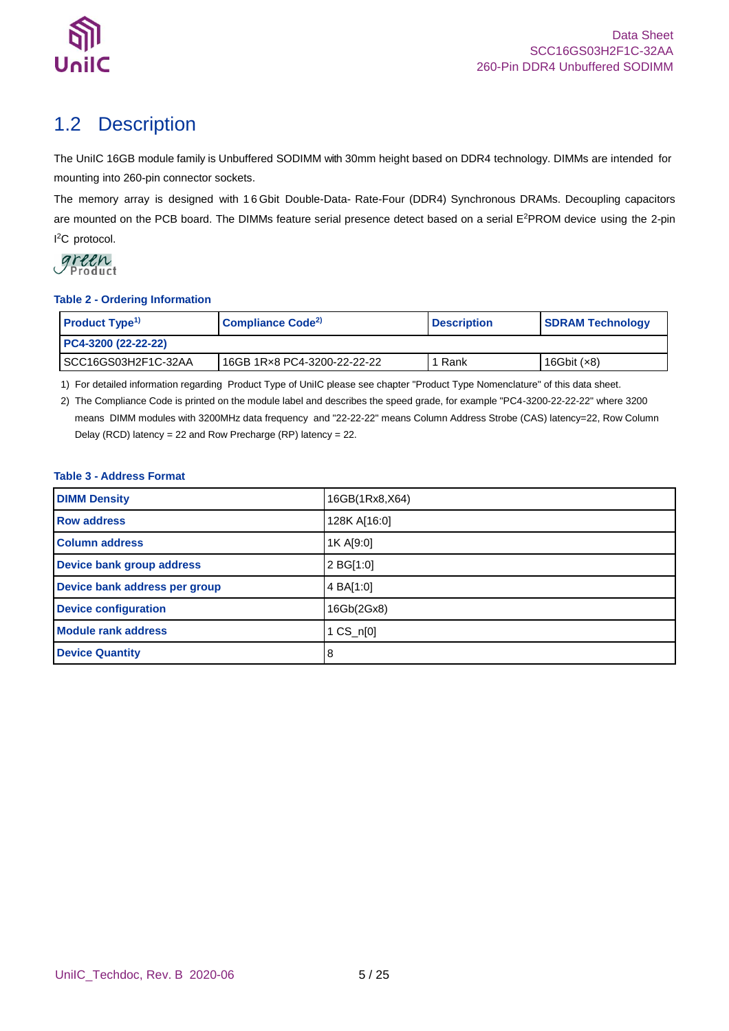## 1.2 Description

The UniIC 16GB module family is Unbuffered SODIMM with 30mm height based on DDR4 technology. DIMMs are intended for mounting into 260-pin connector sockets.

The memory array is designed with 16 Gbit Double-Data- Rate-Four (DDR4) Synchronous DRAMs. Decoupling capacitors are mounted on the PCB board. The DIMMs feature serial presence detect based on a serial $E^2$PROM device using the 2-pin $I^2C$ protocol.

green Product

**Table 2 - Ordering Information**

| Product Type[1] | Compliance Code[2] | Description | SDRAM Technology |
|---|---|---|---|
| **PC4-3200 (22-22-22)** | | | |
| SCC16GS03H2F1C-32AA | 16GB 1R×8 PC4-3200-22-22-22 | 1 Rank | 16Gbit (×8) |

1) For detailed information regarding Product Type of UniIC please see chapter "Product Type Nomenclature" of this data sheet.

2) The Compliance Code is printed on the module label and describes the speed grade, for example "PC4-3200-22-22-22" where 3200 means DIMM modules with 3200MHz data frequency and "22-22-22" means Column Address Strobe (CAS) latency=22, Row Column Delay (RCD) latency = 22 and Row Precharge (RP) latency = 22.

**Table 3 - Address Format**

| | |
|---|---|
| **DIMM Density** | 16GB(1Rx8,X64) |
| **Row address** | 128K A[16:0] |
| **Column address** | 1K A[9:0] |
| **Device bank group address** | 2 BG[1:0] |
| **Device bank address per group** | 4 BA[1:0] |
| **Device configuration** | 16Gb(2Gx8) |
| **Module rank address** | 1 CS_n[0] |
| **Device Quantity** | 8 |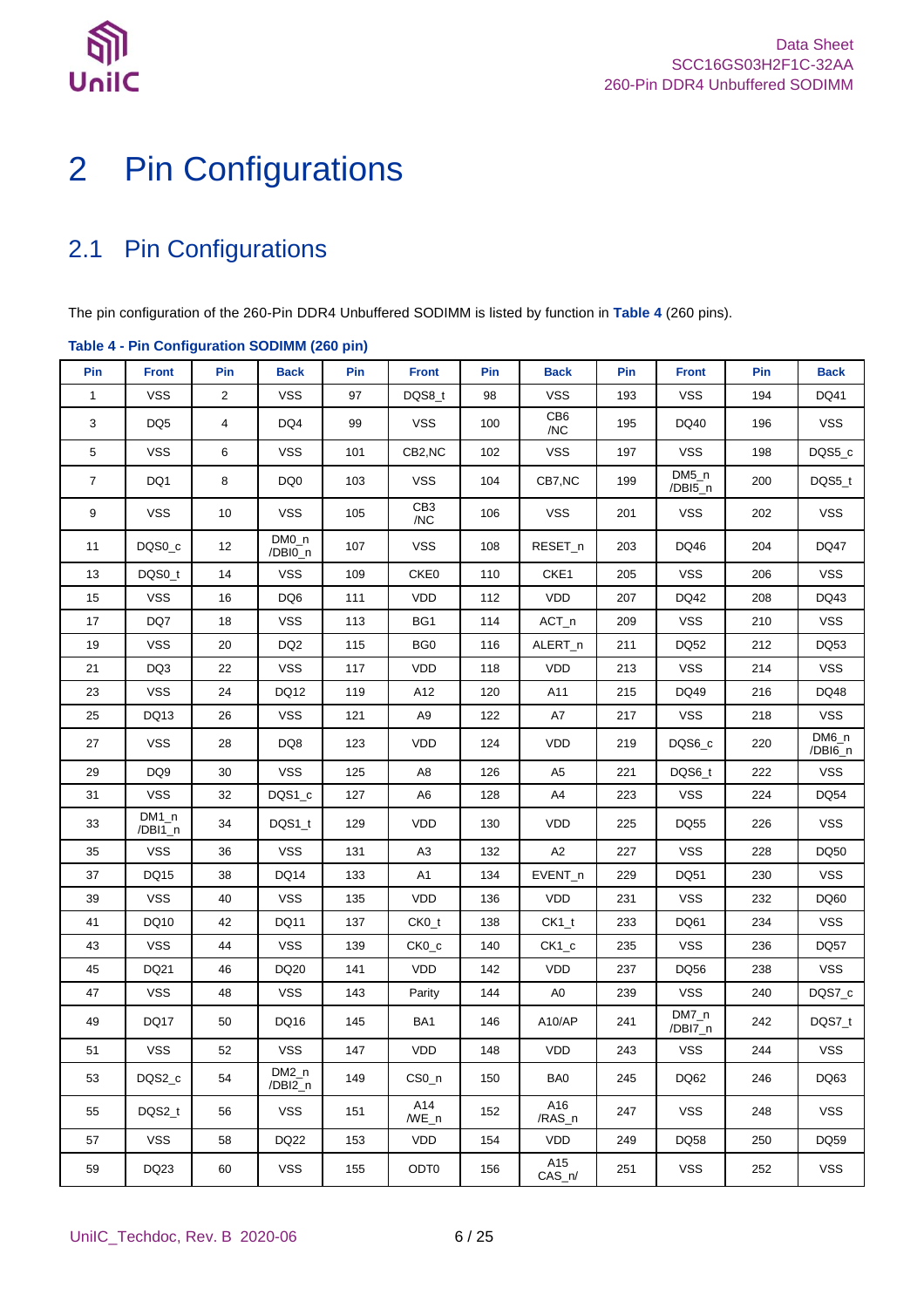# 2 Pin Configurations

## 2.1 Pin Configurations

The pin configuration of the 260-Pin DDR4 Unbuffered SODIMM is listed by function in **Table 4** (260 pins).

**Table 4 - Pin Configuration SODIMM (260 pin)**

| Pin | Front | Pin | Back | Pin | Front | Pin | Back | Pin | Front | Pin | Back |
|---|---|---|---|---|---|---|---|---|---|---|---|
| 1 | VSS | 2 | VSS | 97 | DQS8_t | 98 | VSS | 193 | VSS | 194 | DQ41 |
| 3 | DQ5 | 4 | DQ4 | 99 | VSS | 100 | CB6 /NC | 195 | DQ40 | 196 | VSS |
| 5 | VSS | 6 | VSS | 101 | CB2,NC | 102 | VSS | 197 | VSS | 198 | DQS5_c |
| 7 | DQ1 | 8 | DQ0 | 103 | VSS | 104 | CB7,NC | 199 | DM5_n /DBI5_n | 200 | DQS5_t |
| 9 | VSS | 10 | VSS | 105 | CB3 /NC | 106 | VSS | 201 | VSS | 202 | VSS |
| 11 | DQS0_c | 12 | DM0_n /DBI0_n | 107 | VSS | 108 | RESET_n | 203 | DQ46 | 204 | DQ47 |
| 13 | DQS0_t | 14 | VSS | 109 | CKE0 | 110 | CKE1 | 205 | VSS | 206 | VSS |
| 15 | VSS | 16 | DQ6 | 111 | VDD | 112 | VDD | 207 | DQ42 | 208 | DQ43 |
| 17 | DQ7 | 18 | VSS | 113 | BG1 | 114 | ACT_n | 209 | VSS | 210 | VSS |
| 19 | VSS | 20 | DQ2 | 115 | BG0 | 116 | ALERT_n | 211 | DQ52 | 212 | DQ53 |
| 21 | DQ3 | 22 | VSS | 117 | VDD | 118 | VDD | 213 | VSS | 214 | VSS |
| 23 | VSS | 24 | DQ12 | 119 | A12 | 120 | A11 | 215 | DQ49 | 216 | DQ48 |
| 25 | DQ13 | 26 | VSS | 121 | A9 | 122 | A7 | 217 | VSS | 218 | VSS |
| 27 | VSS | 28 | DQ8 | 123 | VDD | 124 | VDD | 219 | DQS6_c | 220 | DM6_n /DBI6_n |
| 29 | DQ9 | 30 | VSS | 125 | A8 | 126 | A5 | 221 | DQS6_t | 222 | VSS |
| 31 | VSS | 32 | DQS1_c | 127 | A6 | 128 | A4 | 223 | VSS | 224 | DQ54 |
| 33 | DM1_n /DBI1_n | 34 | DQS1_t | 129 | VDD | 130 | VDD | 225 | DQ55 | 226 | VSS |
| 35 | VSS | 36 | VSS | 131 | A3 | 132 | A2 | 227 | VSS | 228 | DQ50 |
| 37 | DQ15 | 38 | DQ14 | 133 | A1 | 134 | EVENT_n | 229 | DQ51 | 230 | VSS |
| 39 | VSS | 40 | VSS | 135 | VDD | 136 | VDD | 231 | VSS | 232 | DQ60 |
| 41 | DQ10 | 42 | DQ11 | 137 | CK0_t | 138 | CK1_t | 233 | DQ61 | 234 | VSS |
| 43 | VSS | 44 | VSS | 139 | CK0_c | 140 | CK1_c | 235 | VSS | 236 | DQ57 |
| 45 | DQ21 | 46 | DQ20 | 141 | VDD | 142 | VDD | 237 | DQ56 | 238 | VSS |
| 47 | VSS | 48 | VSS | 143 | Parity | 144 | A0 | 239 | VSS | 240 | DQS7_c |
| 49 | DQ17 | 50 | DQ16 | 145 | BA1 | 146 | A10/AP | 241 | DM7_n /DBI7_n | 242 | DQS7_t |
| 51 | VSS | 52 | VSS | 147 | VDD | 148 | VDD | 243 | VSS | 244 | VSS |
| 53 | DQS2_c | 54 | DM2_n /DBI2_n | 149 | CS0_n | 150 | BA0 | 245 | DQ62 | 246 | DQ63 |
| 55 | DQS2_t | 56 | VSS | 151 | A14 /WE_n | 152 | A16 /RAS_n | 247 | VSS | 248 | VSS |
| 57 | VSS | 58 | DQ22 | 153 | VDD | 154 | VDD | 249 | DQ58 | 250 | DQ59 |
| 59 | DQ23 | 60 | VSS | 155 | ODT0 | 156 | A15 CAS_n/ | 251 | VSS | 252 | VSS |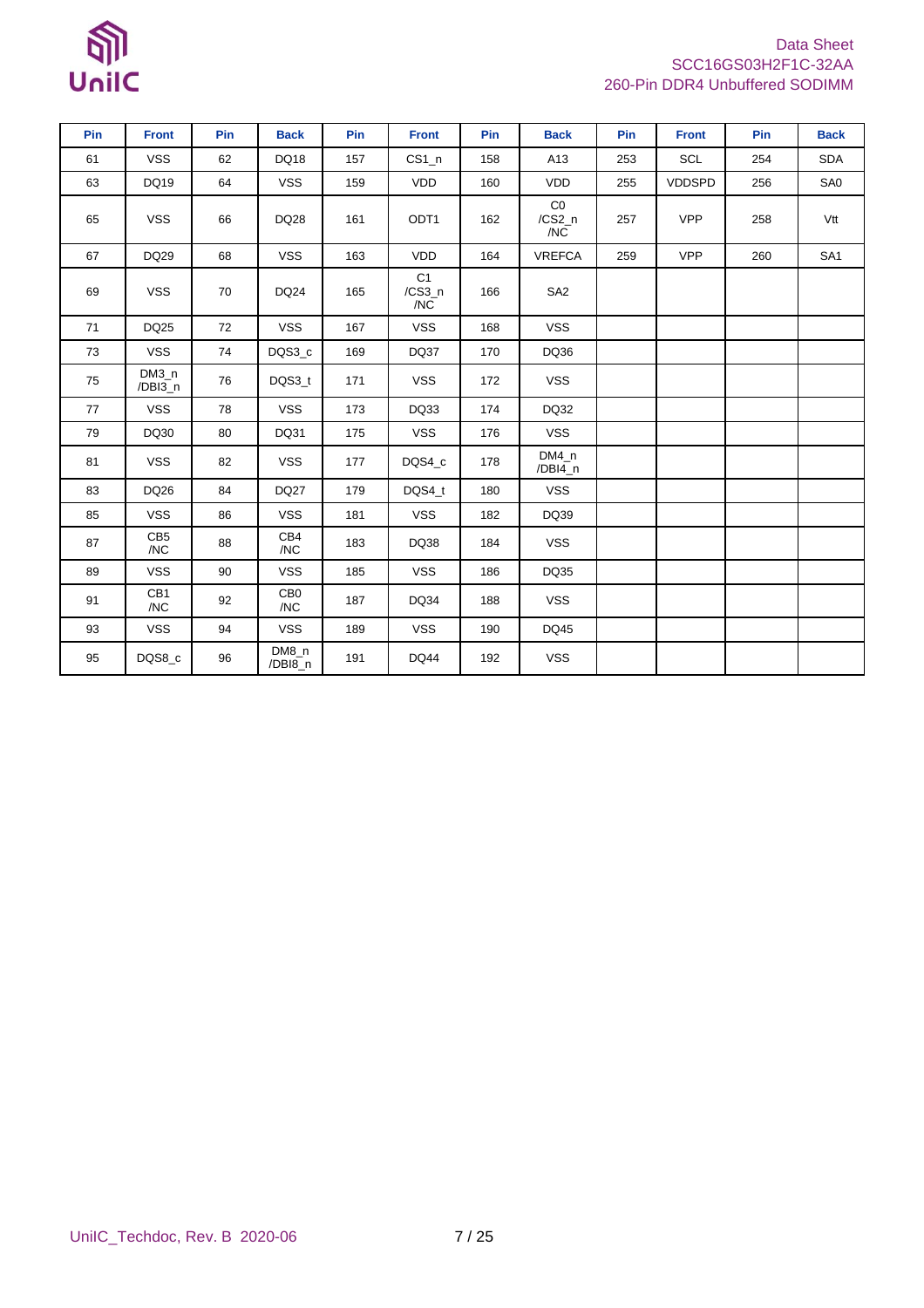| Pin | Front | Pin | Back | Pin | Front | Pin | Back | Pin | Front | Pin | Back |
|---|---|---|---|---|---|---|---|---|---|---|---|
| 61 | VSS | 62 | DQ18 | 157 | CS1_n | 158 | A13 | 253 | SCL | 254 | SDA |
| 63 | DQ19 | 64 | VSS | 159 | VDD | 160 | VDD | 255 | VDDSPD | 256 | SA0 |
| 65 | VSS | 66 | DQ28 | 161 | ODT1 | 162 | C0 /CS2_n /NC | 257 | VPP | 258 | Vtt |
| 67 | DQ29 | 68 | VSS | 163 | VDD | 164 | VREFCA | 259 | VPP | 260 | SA1 |
| 69 | VSS | 70 | DQ24 | 165 | C1 /CS3_n /NC | 166 | SA2 | | | | |
| 71 | DQ25 | 72 | VSS | 167 | VSS | 168 | VSS | | | | |
| 73 | VSS | 74 | DQS3_c | 169 | DQ37 | 170 | DQ36 | | | | |
| 75 | DM3_n /DBI3_n | 76 | DQS3_t | 171 | VSS | 172 | VSS | | | | |
| 77 | VSS | 78 | VSS | 173 | DQ33 | 174 | DQ32 | | | | |
| 79 | DQ30 | 80 | DQ31 | 175 | VSS | 176 | VSS | | | | |
| 81 | VSS | 82 | VSS | 177 | DQS4_c | 178 | DM4_n /DBI4_n | | | | |
| 83 | DQ26 | 84 | DQ27 | 179 | DQS4_t | 180 | VSS | | | | |
| 85 | VSS | 86 | VSS | 181 | VSS | 182 | DQ39 | | | | |
| 87 | CB5 /NC | 88 | CB4 /NC | 183 | DQ38 | 184 | VSS | | | | |
| 89 | VSS | 90 | VSS | 185 | VSS | 186 | DQ35 | | | | |
| 91 | CB1 /NC | 92 | CB0 /NC | 187 | DQ34 | 188 | VSS | | | | |
| 93 | VSS | 94 | VSS | 189 | VSS | 190 | DQ45 | | | | |
| 95 | DQS8_c | 96 | DM8_n /DBI8_n | 191 | DQ44 | 192 | VSS | | | | |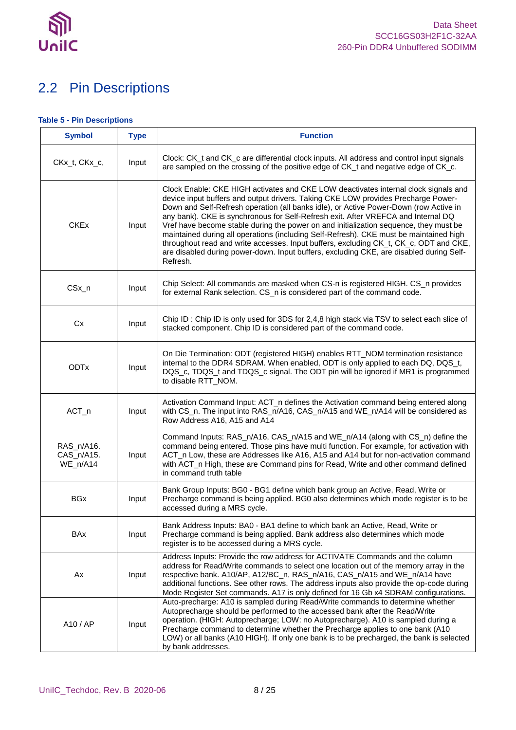## 2.2 Pin Descriptions

**Table 5 - Pin Descriptions**

| Symbol | Type | Function |
|---|---|---|
| CKx_t, CKx_c, | Input | Clock: CK_t and CK_c are differential clock inputs. All address and control input signals are sampled on the crossing of the positive edge of CK_t and negative edge of CK_c. |
| CKEx | Input | Clock Enable: CKE HIGH activates and CKE LOW deactivates internal clock signals and device input buffers and output drivers. Taking CKE LOW provides Precharge Power-Down and Self-Refresh operation (all banks idle), or Active Power-Down (row Active in any bank). CKE is synchronous for Self-Refresh exit. After VREFCA and Internal DQ Vref have become stable during the power on and initialization sequence, they must be maintained during all operations (including Self-Refresh). CKE must be maintained high throughout read and write accesses. Input buffers, excluding CK_t, CK_c, ODT and CKE, are disabled during power-down. Input buffers, excluding CKE, are disabled during Self-Refresh. |
| CSx_n | Input | Chip Select: All commands are masked when CS-n is registered HIGH. CS_n provides for external Rank selection. CS_n is considered part of the command code. |
| Cx | Input | Chip ID : Chip ID is only used for 3DS for 2,4,8 high stack via TSV to select each slice of stacked component. Chip ID is considered part of the command code. |
| ODTx | Input | On Die Termination: ODT (registered HIGH) enables RTT_NOM termination resistance internal to the DDR4 SDRAM. When enabled, ODT is only applied to each DQ, DQS_t, DQS_c, TDQS_t and TDQS_c signal. The ODT pin will be ignored if MR1 is programmed to disable RTT_NOM. |
| ACT_n | Input | Activation Command Input: ACT_n defines the Activation command being entered along with CS_n. The input into RAS_n/A16, CAS_n/A15 and WE_n/A14 will be considered as Row Address A16, A15 and A14 |
| RAS_n/A16. CAS_n/A15. WE_n/A14 | Input | Command Inputs: RAS_n/A16, CAS_n/A15 and WE_n/A14 (along with CS_n) define the command being entered. Those pins have multi function. For example, for activation with ACT_n Low, these are Addresses like A16, A15 and A14 but for non-activation command with ACT_n High, these are Command pins for Read, Write and other command defined in command truth table |
| BGx | Input | Bank Group Inputs: BG0 - BG1 define which bank group an Active, Read, Write or Precharge command is being applied. BG0 also determines which mode register is to be accessed during a MRS cycle. |
| BAx | Input | Bank Address Inputs: BA0 - BA1 define to which bank an Active, Read, Write or Precharge command is being applied. Bank address also determines which mode register is to be accessed during a MRS cycle. |
| Ax | Input | Address Inputs: Provide the row address for ACTIVATE Commands and the column address for Read/Write commands to select one location out of the memory array in the respective bank. A10/AP, A12/BC_n, RAS_n/A16, CAS_n/A15 and WE_n/A14 have additional functions. See other rows. The address inputs also provide the op-code during Mode Register Set commands. A17 is only defined for 16 Gb x4 SDRAM configurations. |
| A10 / AP | Input | Auto-precharge: A10 is sampled during Read/Write commands to determine whether Autoprecharge should be performed to the accessed bank after the Read/Write operation. (HIGH: Autoprecharge; LOW: no Autoprecharge). A10 is sampled during a Precharge command to determine whether the Precharge applies to one bank (A10 LOW) or all banks (A10 HIGH). If only one bank is to be precharged, the bank is selected by bank addresses. |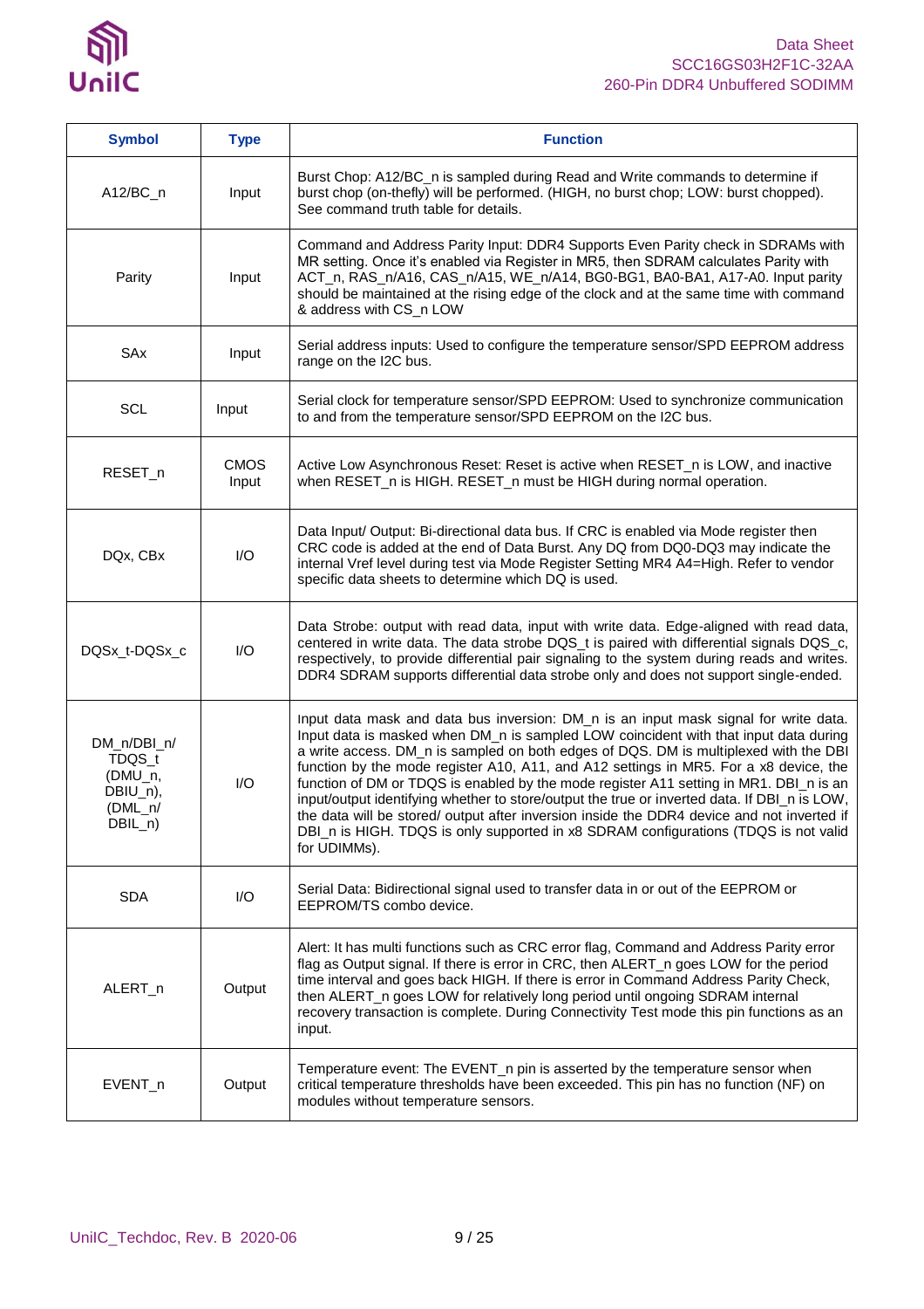| Symbol | Type | Function |
|---|---|---|
| A12/BC_n | Input | Burst Chop: A12/BC_n is sampled during Read and Write commands to determine if burst chop (on-thefly) will be performed. (HIGH, no burst chop; LOW: burst chopped). See command truth table for details. |
| Parity | Input | Command and Address Parity Input: DDR4 Supports Even Parity check in SDRAMs with MR setting. Once it's enabled via Register in MR5, then SDRAM calculates Parity with ACT_n, RAS_n/A16, CAS_n/A15, WE_n/A14, BG0-BG1, BA0-BA1, A17-A0. Input parity should be maintained at the rising edge of the clock and at the same time with command & address with CS_n LOW |
| SAx | Input | Serial address inputs: Used to configure the temperature sensor/SPD EEPROM address range on the I2C bus. |
| SCL | Input | Serial clock for temperature sensor/SPD EEPROM: Used to synchronize communication to and from the temperature sensor/SPD EEPROM on the I2C bus. |
| RESET_n | CMOS Input | Active Low Asynchronous Reset: Reset is active when RESET_n is LOW, and inactive when RESET_n is HIGH. RESET_n must be HIGH during normal operation. |
| DQx, CBx | I/O | Data Input/ Output: Bi-directional data bus. If CRC is enabled via Mode register then CRC code is added at the end of Data Burst. Any DQ from DQ0-DQ3 may indicate the internal Vref level during test via Mode Register Setting MR4 A4=High. Refer to vendor specific data sheets to determine which DQ is used. |
| DQSx_t-DQSx_c | I/O | Data Strobe: output with read data, input with write data. Edge-aligned with read data, centered in write data. The data strobe DQS_t is paired with differential signals DQS_c, respectively, to provide differential pair signaling to the system during reads and writes. DDR4 SDRAM supports differential data strobe only and does not support single-ended. |
| DM_n/DBI_n/ TDQS_t (DMU_n, DBIU_n), (DML_n/ DBIL_n) | I/O | Input data mask and data bus inversion: DM_n is an input mask signal for write data. Input data is masked when DM_n is sampled LOW coincident with that input data during a write access. DM_n is sampled on both edges of DQS. DM is multiplexed with the DBI function by the mode register A10, A11, and A12 settings in MR5. For a x8 device, the function of DM or TDQS is enabled by the mode register A11 setting in MR1. DBI_n is an input/output identifying whether to store/output the true or inverted data. If DBI_n is LOW, the data will be stored/ output after inversion inside the DDR4 device and not inverted if DBI_n is HIGH. TDQS is only supported in x8 SDRAM configurations (TDQS is not valid for UDIMMs). |
| SDA | I/O | Serial Data: Bidirectional signal used to transfer data in or out of the EEPROM or EEPROM/TS combo device. |
| ALERT_n | Output | Alert: It has multi functions such as CRC error flag, Command and Address Parity error flag as Output signal. If there is error in CRC, then ALERT_n goes LOW for the period time interval and goes back HIGH. If there is error in Command Address Parity Check, then ALERT_n goes LOW for relatively long period until ongoing SDRAM internal recovery transaction is complete. During Connectivity Test mode this pin functions as an input. |
| EVENT_n | Output | Temperature event: The EVENT_n pin is asserted by the temperature sensor when critical temperature thresholds have been exceeded. This pin has no function (NF) on modules without temperature sensors. |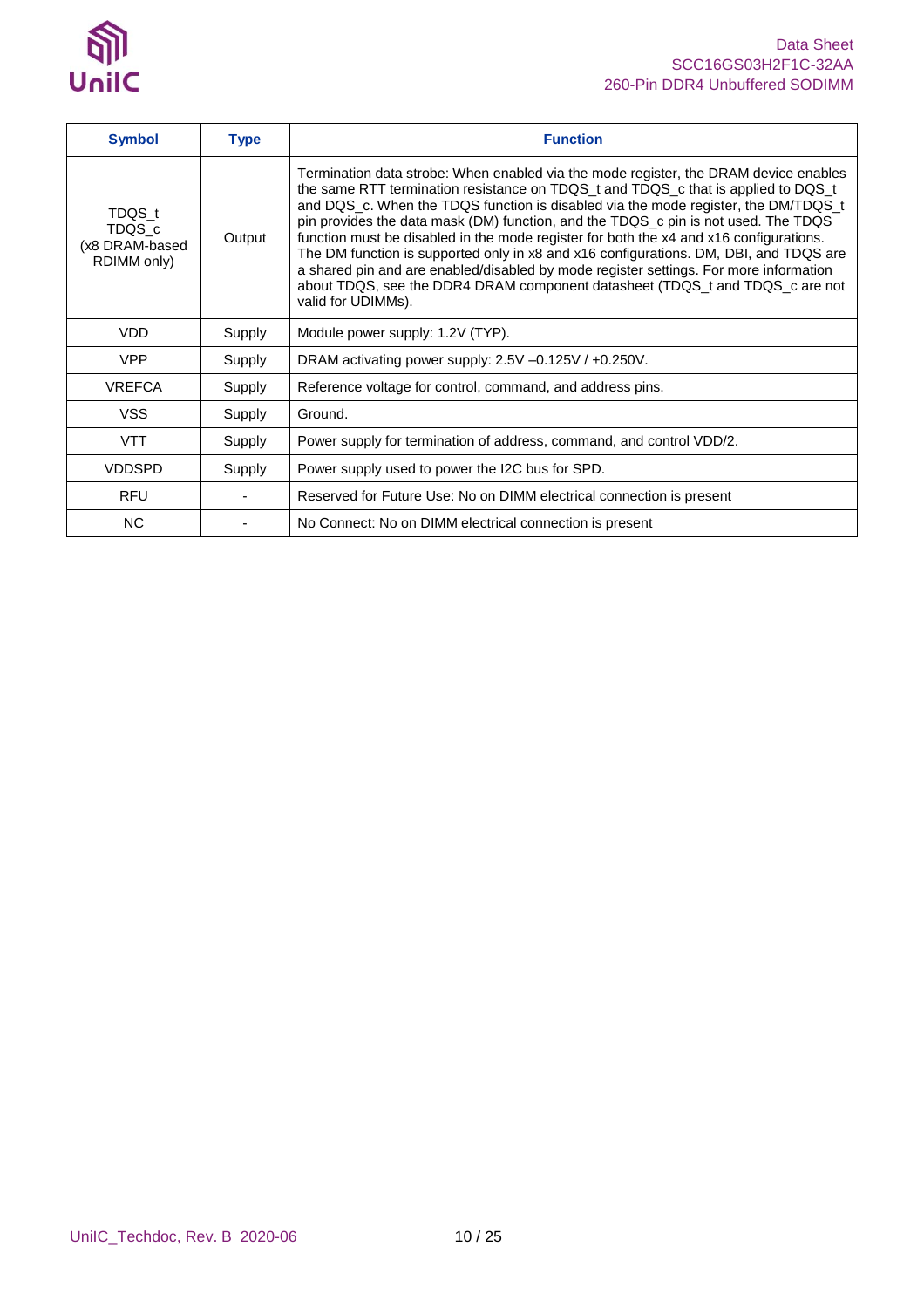| Symbol | Type | Function |
|---|---|---|
| TDQS_t TDQS_c (x8 DRAM-based RDIMM only) | Output | Termination data strobe: When enabled via the mode register, the DRAM device enables the same RTT termination resistance on TDQS_t and TDQS_c that is applied to DQS_t and DQS_c. When the TDQS function is disabled via the mode register, the DM/TDQS_t pin provides the data mask (DM) function, and the TDQS_c pin is not used. The TDQS function must be disabled in the mode register for both the x4 and x16 configurations. The DM function is supported only in x8 and x16 configurations. DM, DBI, and TDQS are a shared pin and are enabled/disabled by mode register settings. For more information about TDQS, see the DDR4 DRAM component datasheet (TDQS_t and TDQS_c are not valid for UDIMMs). |
| VDD | Supply | Module power supply: 1.2V (TYP). |
| VPP | Supply | DRAM activating power supply: 2.5V –0.125V / +0.250V. |
| VREFCA | Supply | Reference voltage for control, command, and address pins. |
| VSS | Supply | Ground. |
| VTT | Supply | Power supply for termination of address, command, and control VDD/2. |
| VDDSPD | Supply | Power supply used to power the I2C bus for SPD. |
| RFU | - | Reserved for Future Use: No on DIMM electrical connection is present |
| NC | - | No Connect: No on DIMM electrical connection is present |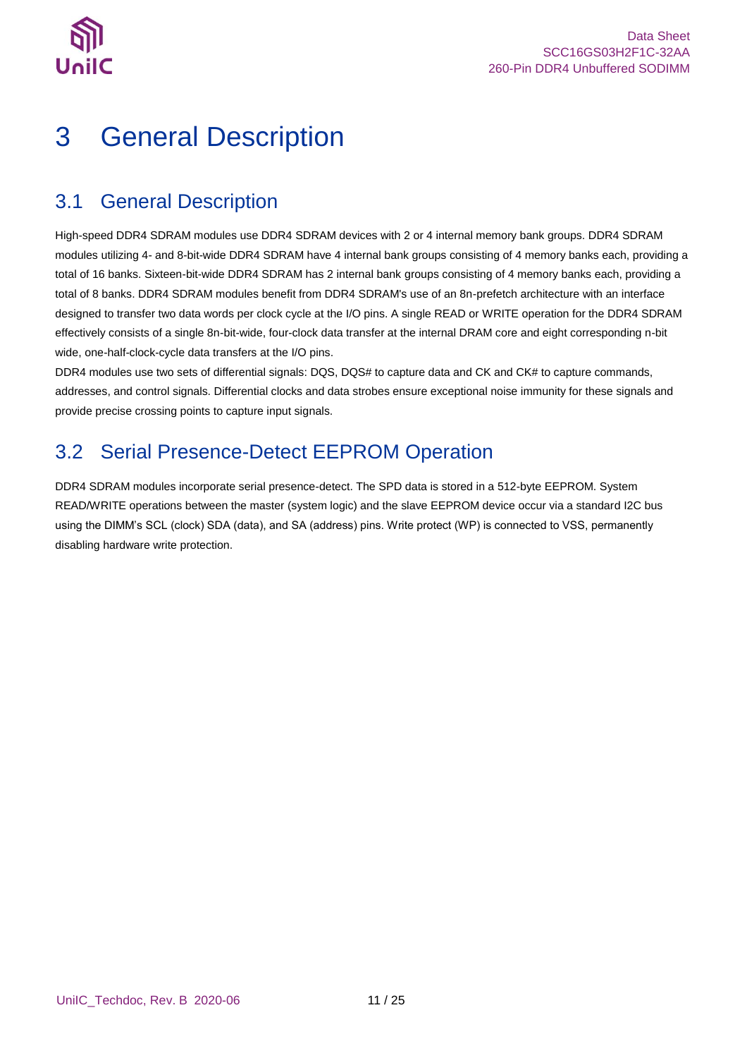# 3 General Description

## 3.1 General Description

High-speed DDR4 SDRAM modules use DDR4 SDRAM devices with 2 or 4 internal memory bank groups. DDR4 SDRAM modules utilizing 4- and 8-bit-wide DDR4 SDRAM have 4 internal bank groups consisting of 4 memory banks each, providing a total of 16 banks. Sixteen-bit-wide DDR4 SDRAM has 2 internal bank groups consisting of 4 memory banks each, providing a total of 8 banks. DDR4 SDRAM modules benefit from DDR4 SDRAM's use of an 8n-prefetch architecture with an interface designed to transfer two data words per clock cycle at the I/O pins. A single READ or WRITE operation for the DDR4 SDRAM effectively consists of a single 8n-bit-wide, four-clock data transfer at the internal DRAM core and eight corresponding n-bit wide, one-half-clock-cycle data transfers at the I/O pins.

DDR4 modules use two sets of differential signals: DQS, DQS# to capture data and CK and CK# to capture commands, addresses, and control signals. Differential clocks and data strobes ensure exceptional noise immunity for these signals and provide precise crossing points to capture input signals.

## 3.2 Serial Presence-Detect EEPROM Operation

DDR4 SDRAM modules incorporate serial presence-detect. The SPD data is stored in a 512-byte EEPROM. System READ/WRITE operations between the master (system logic) and the slave EEPROM device occur via a standard I2C bus using the DIMM's SCL (clock) SDA (data), and SA (address) pins. Write protect (WP) is connected to VSS, permanently disabling hardware write protection.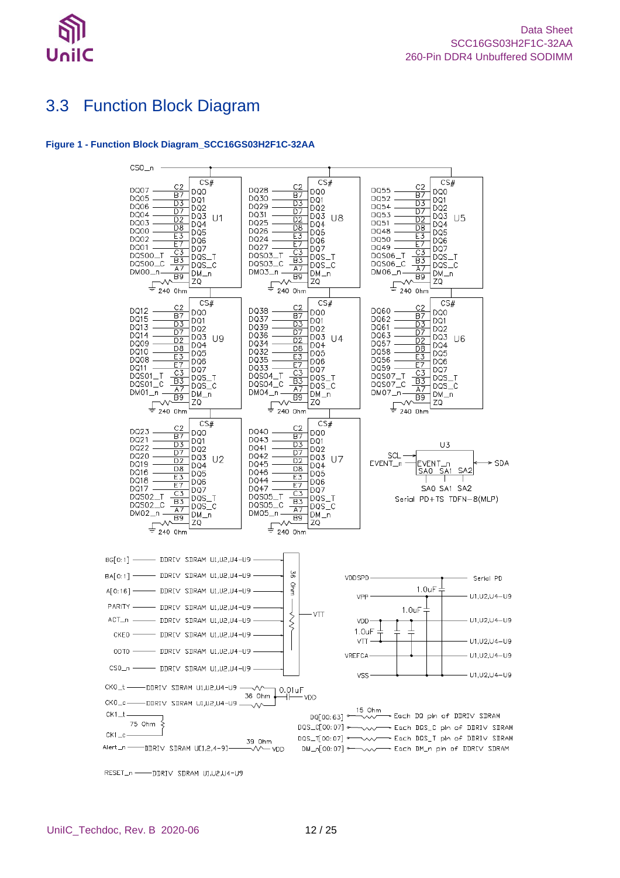## 3.3 Function Block Diagram

**Figure 1 - Function Block Diagram_SCC16GS03H2F1C-32AA**

CS0_n

| Signal | Pin | U1 |
|---|---|---|
| DQ07 | C2 | DQ0 |
| DQ05 | B7 | DQ1 |
| DQ06 | D3 | DQ2 |
| DQ04 | D7 | DQ3 |
| DQ03 | D2 | DQ4 |
| DQ00 | D8 | DQ5 |
| DQ02 | E3 | DQ6 |
| DQ01 | E7 | DQ7 |
| DQS00_T | C3 | DQS_T |
| DQS00_C | B3 | DQS_C |
| DM00_n | A7 | DM_n |
| 240 Ohm | B9 | ZQ |

| Signal | Pin | U8 |
|---|---|---|
| DQ28 | C2 | DQ0 |
| DQ30 | B7 | DQ1 |
| DQ29 | D3 | DQ2 |
| DQ31 | D7 | DQ3 |
| DQ25 | D2 | DQ4 |
| DQ26 | D8 | DQ5 |
| DQ24 | E3 | DQ6 |
| DQ27 | E7 | DQ7 |
| DQS03_T | C3 | DQS_T |
| DQS03_C | B3 | DQS_C |
| DM03_n | A7 | DM_n |
| 240 Ohm | B9 | ZQ |

| Signal | Pin | U5 |
|---|---|---|
| DQ55 | C2 | DQ0 |
| DQ52 | B7 | DQ1 |
| DQ54 | D3 | DQ2 |
| DQ53 | D7 | DQ3 |
| DQ51 | D2 | DQ4 |
| DQ48 | D8 | DQ5 |
| DQ50 | E3 | DQ6 |
| DQ49 | E7 | DQ7 |
| DQS06_T | C3 | DQS_T |
| DQS06_C | B3 | DQS_C |
| DM06_n | A7 | DM_n |
| 240 Ohm | B9 | ZQ |

| Signal | Pin | U9 |
|---|---|---|
| DQ12 | C2 | DQ0 |
| DQ15 | B7 | DQ1 |
| DQ13 | D3 | DQ2 |
| DQ14 | D7 | DQ3 |
| DQ09 | D2 | DQ4 |
| DQ10 | D8 | DQ5 |
| DQ08 | E3 | DQ6 |
| DQ11 | E7 | DQ7 |
| DQS01_T | C3 | DQS_T |
| DQS01_C | B3 | DQS_C |
| DM01_n | A7 | DM_n |
| 240 Ohm | B9 | ZQ |

| Signal | Pin | U4 |
|---|---|---|
| DQ38 | C2 | DQ0 |
| DQ37 | B7 | DQ1 |
| DQ39 | D3 | DQ2 |
| DQ36 | D7 | DQ3 |
| DQ34 | D2 | DQ4 |
| DQ32 | D8 | DQ5 |
| DQ35 | E3 | DQ6 |
| DQ33 | E7 | DQ7 |
| DQS04_T | C3 | DQS_T |
| DQS04_C | B3 | DQS_C |
| DM04_n | A7 | DM_n |
| 240 Ohm | B9 | ZQ |

| Signal | Pin | U6 |
|---|---|---|
| DQ60 | C2 | DQ0 |
| DQ62 | B7 | DQ1 |
| DQ61 | D3 | DQ2 |
| DQ63 | D7 | DQ3 |
| DQ57 | D2 | DQ4 |
| DQ58 | D8 | DQ5 |
| DQ56 | E3 | DQ6 |
| DQ59 | E7 | DQ7 |
| DQS07_T | C3 | DQS_T |
| DQS07_C | B3 | DQS_C |
| DM07_n | A7 | DM_n |
| 240 Ohm | B9 | ZQ |

| Signal | Pin | U2 |
|---|---|---|
| DQ23 | C2 | DQ0 |
| DQ21 | B7 | DQ1 |
| DQ22 | D3 | DQ2 |
| DQ20 | D7 | DQ3 |
| DQ19 | D2 | DQ4 |
| DQ16 | D8 | DQ5 |
| DQ18 | E3 | DQ6 |
| DQ17 | E7 | DQ7 |
| DQS02_T | C3 | DQS_T |
| DQS02_C | B3 | DQS_C |
| DM02_n | A7 | DM_n |
| 240 Ohm | B9 | ZQ |

| Signal | Pin | U7 |
|---|---|---|
| DQ40 | C2 | DQ0 |
| DQ43 | B7 | DQ1 |
| DQ41 | D3 | DQ2 |
| DQ42 | D7 | DQ3 |
| DQ45 | D2 | DQ4 |
| DQ46 | D8 | DQ5 |
| DQ44 | E3 | DQ6 |
| DQ47 | E7 | DQ7 |
| DQS05_T | C3 | DQS_T |
| DQS05_C | B3 | DQS_C |
| DM05_n | A7 | DM_n |
| 240 Ohm | B9 | ZQ |

U3: SCL, EVENT_n, SDA, SA0 SA1 SA2 — Serial PD+TS TDFN-8(MLP)

| Signal | Connection |
|---|---|
| BG[0:1] | DDR4 SDRAM U1,U2,U4–U9 |
| BA[0:1] | DDR4 SDRAM U1,U2,U4–U9 |
| A[0:16] | DDR4 SDRAM U1,U2,U4–U9 |
| PARITY | DDR4 SDRAM U1,U2,U4–U9 |
| ACT_n | DDR4 SDRAM U1,U2,U4–U9 |
| CKE0 | DDR4 SDRAM U1,U2,U4–U9 |
| ODT0 | DDR4 SDRAM U1,U2,U4–U9 |
| CS0_n | DDR4 SDRAM U1,U2,U4–U9 |

(36 Ohm termination to VTT)

CK0_t — DDR4 SDRAM U1,U2,U4–U9 — 36 Ohm — 0.01uF — VDD
CK0_c — DDR4 SDRAM U1,U2,U4–U9
CK1_t / CK1_c — 75 Ohm
Alert_n — DDR4 SDRAM U[1,2,4-9] — 39 Ohm — VDD
RESET_n — DDR4 SDRAM U1,U2,U4–U9

| Power | Connection |
|---|---|
| VDDSPD | Serial PD |
| VPP (1.0uF) | U1,U2,U4–U9 |
| VDD (1.0uF) | U1,U2,U4–U9 |
| VTT (1.0uF) | U1,U2,U4–U9 |
| VREFCA | U1,U2,U4–U9 |
| VSS | U1,U2,U4–U9 |

| Signal | 15 Ohm | Destination |
|---|---|---|
| DQ[00:63] | 15 Ohm | Each DQ pin of DDR4 SDRAM |
| DQS_C[00:07] | | Each DQS_C pin of DDR4 SDRAM |
| DQS_T[00:07] | | Each DQS_T pin of DDR4 SDRAM |
| DM_n[00:07] | | Each DM_n pin of DDR4 SDRAM |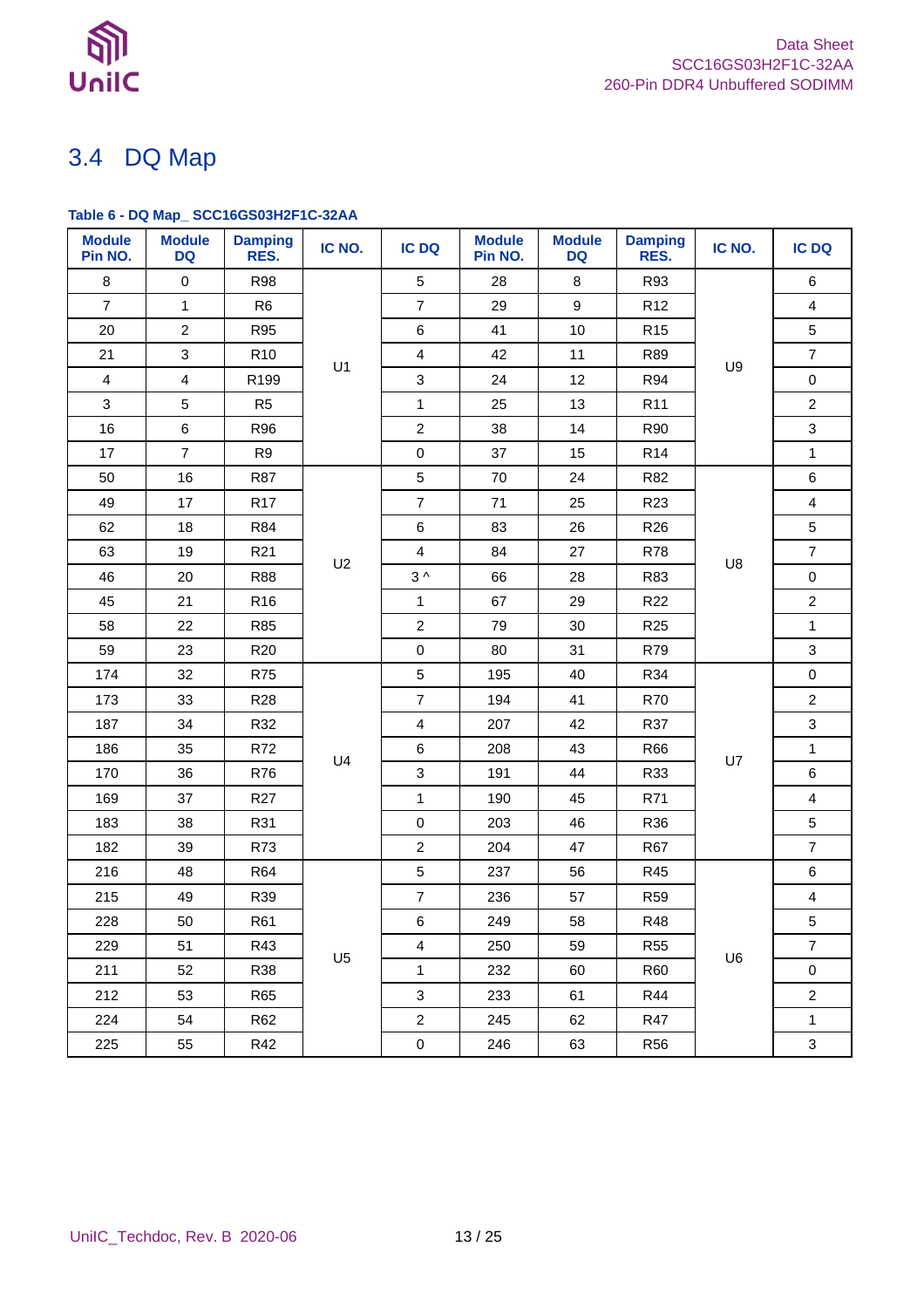# 3.4 DQ Map

**Table 6 - DQ Map_ SCC16GS03H2F1C-32AA**

| Module Pin NO. | Module DQ | Damping RES. | IC NO. | IC DQ | Module Pin NO. | Module DQ | Damping RES. | IC NO. | IC DQ |
|---|---|---|---|---|---|---|---|---|---|
| 8 | 0 | R98 | U1 | 5 | 28 | 8 | R93 | U9 | 6 |
| 7 | 1 | R6 | | 7 | 29 | 9 | R12 | | 4 |
| 20 | 2 | R95 | | 6 | 41 | 10 | R15 | | 5 |
| 21 | 3 | R10 | | 4 | 42 | 11 | R89 | | 7 |
| 4 | 4 | R199 | | 3 | 24 | 12 | R94 | | 0 |
| 3 | 5 | R5 | | 1 | 25 | 13 | R11 | | 2 |
| 16 | 6 | R96 | | 2 | 38 | 14 | R90 | | 3 |
| 17 | 7 | R9 | | 0 | 37 | 15 | R14 | | 1 |
| 50 | 16 | R87 | U2 | 5 | 70 | 24 | R82 | U8 | 6 |
| 49 | 17 | R17 | | 7 | 71 | 25 | R23 | | 4 |
| 62 | 18 | R84 | | 6 | 83 | 26 | R26 | | 5 |
| 63 | 19 | R21 | | 4 | 84 | 27 | R78 | | 7 |
| 46 | 20 | R88 | | 3 ^ | 66 | 28 | R83 | | 0 |
| 45 | 21 | R16 | | 1 | 67 | 29 | R22 | | 2 |
| 58 | 22 | R85 | | 2 | 79 | 30 | R25 | | 1 |
| 59 | 23 | R20 | | 0 | 80 | 31 | R79 | | 3 |
| 174 | 32 | R75 | U4 | 5 | 195 | 40 | R34 | U7 | 0 |
| 173 | 33 | R28 | | 7 | 194 | 41 | R70 | | 2 |
| 187 | 34 | R32 | | 4 | 207 | 42 | R37 | | 3 |
| 186 | 35 | R72 | | 6 | 208 | 43 | R66 | | 1 |
| 170 | 36 | R76 | | 3 | 191 | 44 | R33 | | 6 |
| 169 | 37 | R27 | | 1 | 190 | 45 | R71 | | 4 |
| 183 | 38 | R31 | | 0 | 203 | 46 | R36 | | 5 |
| 182 | 39 | R73 | | 2 | 204 | 47 | R67 | | 7 |
| 216 | 48 | R64 | U5 | 5 | 237 | 56 | R45 | U6 | 6 |
| 215 | 49 | R39 | | 7 | 236 | 57 | R59 | | 4 |
| 228 | 50 | R61 | | 6 | 249 | 58 | R48 | | 5 |
| 229 | 51 | R43 | | 4 | 250 | 59 | R55 | | 7 |
| 211 | 52 | R38 | | 1 | 232 | 60 | R60 | | 0 |
| 212 | 53 | R65 | | 3 | 233 | 61 | R44 | | 2 |
| 224 | 54 | R62 | | 2 | 245 | 62 | R47 | | 1 |
| 225 | 55 | R42 | | 0 | 246 | 63 | R56 | | 3 |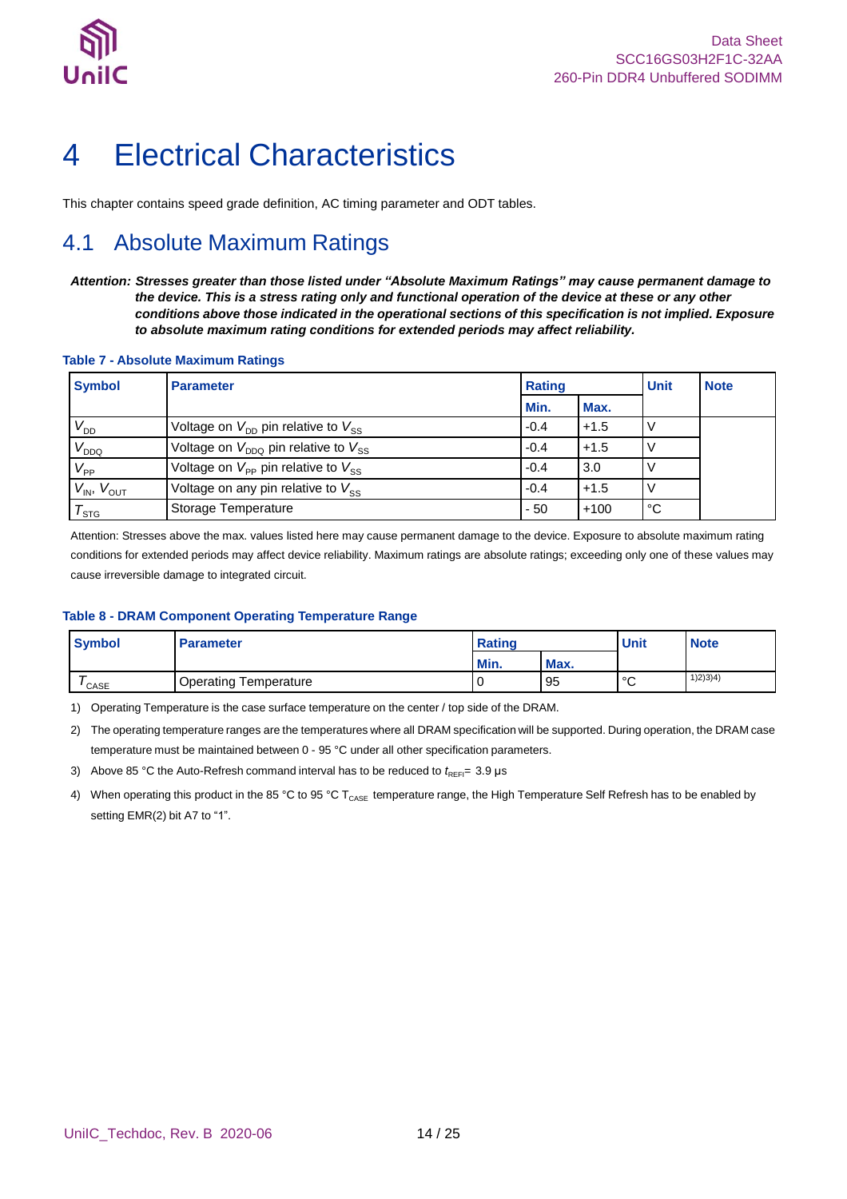# 4 Electrical Characteristics

This chapter contains speed grade definition, AC timing parameter and ODT tables.

## 4.1 Absolute Maximum Ratings

***Attention: Stresses greater than those listed under "Absolute Maximum Ratings" may cause permanent damage to the device. This is a stress rating only and functional operation of the device at these or any other conditions above those indicated in the operational sections of this specification is not implied. Exposure to absolute maximum rating conditions for extended periods may affect reliability.***

**Table 7 - Absolute Maximum Ratings**

| Symbol | Parameter | Rating | | Unit | Note |
|---|---|---|---|---|---|
| | | Min. | Max. | | |
| $V_{DD}$ | Voltage on $V_{DD}$ pin relative to $V_{SS}$ | -0.4 | +1.5 | V | |
| $V_{DDQ}$ | Voltage on $V_{DDQ}$ pin relative to $V_{SS}$ | -0.4 | +1.5 | V | |
| $V_{PP}$ | Voltage on $V_{PP}$ pin relative to $V_{SS}$ | -0.4 | 3.0 | V | |
| $V_{IN}$, $V_{OUT}$ | Voltage on any pin relative to $V_{SS}$ | -0.4 | +1.5 | V | |
| $T_{STG}$ | Storage Temperature | - 50 | +100 | °C | |

Attention: Stresses above the max. values listed here may cause permanent damage to the device. Exposure to absolute maximum rating conditions for extended periods may affect device reliability. Maximum ratings are absolute ratings; exceeding only one of these values may cause irreversible damage to integrated circuit.

**Table 8 - DRAM Component Operating Temperature Range**

| Symbol | Parameter | Rating | | Unit | Note |
|---|---|---|---|---|---|
| | | Min. | Max. | | |
| $T_{CASE}$ | Operating Temperature | 0 | 95 | °C | 1)2)3)4) |

1) Operating Temperature is the case surface temperature on the center / top side of the DRAM.

2) The operating temperature ranges are the temperatures where all DRAM specification will be supported. During operation, the DRAM case temperature must be maintained between 0 - 95 °C under all other specification parameters.

3) Above 85 °C the Auto-Refresh command interval has to be reduced to $t_{REFI}$= 3.9 µs

4) When operating this product in the 85 °C to 95 °C $T_{CASE}$ temperature range, the High Temperature Self Refresh has to be enabled by setting EMR(2) bit A7 to "1".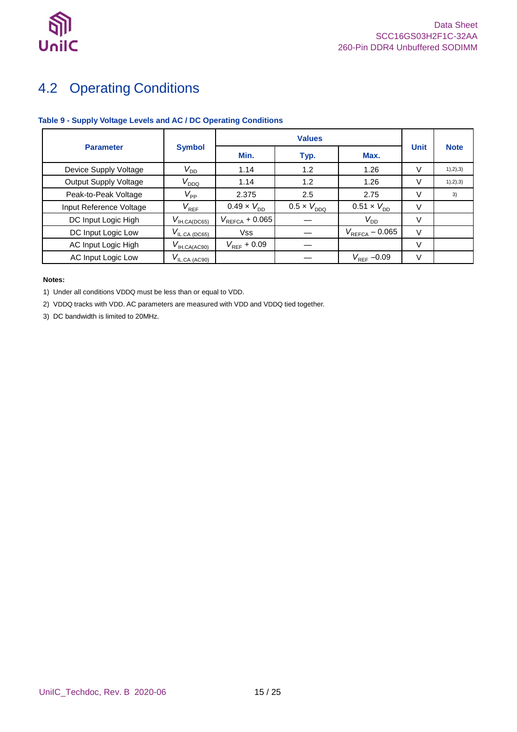## 4.2 Operating Conditions

**Table 9 - Supply Voltage Levels and AC / DC Operating Conditions**

| Parameter | Symbol | Values | | | Unit | Note |
|---|---|---|---|---|---|---|
| | | Min. | Typ. | Max. | | |
| Device Supply Voltage | $V_{DD}$ | 1.14 | 1.2 | 1.26 | V | 1),2),3) |
| Output Supply Voltage | $V_{DDQ}$ | 1.14 | 1.2 | 1.26 | V | 1),2),3) |
| Peak-to-Peak Voltage | $V_{PP}$ | 2.375 | 2.5 | 2.75 | V | 3) |
| Input Reference Voltage | $V_{REF}$ | $0.49 \times V_{DD}$ | $0.5 \times V_{DDQ}$ | $0.51 \times V_{DD}$ | V | |
| DC Input Logic High | $V_{IH.CA(DC65)}$ | $V_{REFCA} + 0.065$ | — | $V_{DD}$ | V | |
| DC Input Logic Low | $V_{IL.CA\ (DC65)}$ | Vss | — | $V_{REFCA} - 0.065$ | V | |
| AC Input Logic High | $V_{IH.CA(AC90)}$ | $V_{REF} + 0.09$ | — | | V | |
| AC Input Logic Low | $V_{IL.CA\ (AC90)}$ | | — | $V_{REF} - 0.09$ | V | |

**Notes:**

1) Under all conditions VDDQ must be less than or equal to VDD.
2) VDDQ tracks with VDD. AC parameters are measured with VDD and VDDQ tied together.
3) DC bandwidth is limited to 20MHz.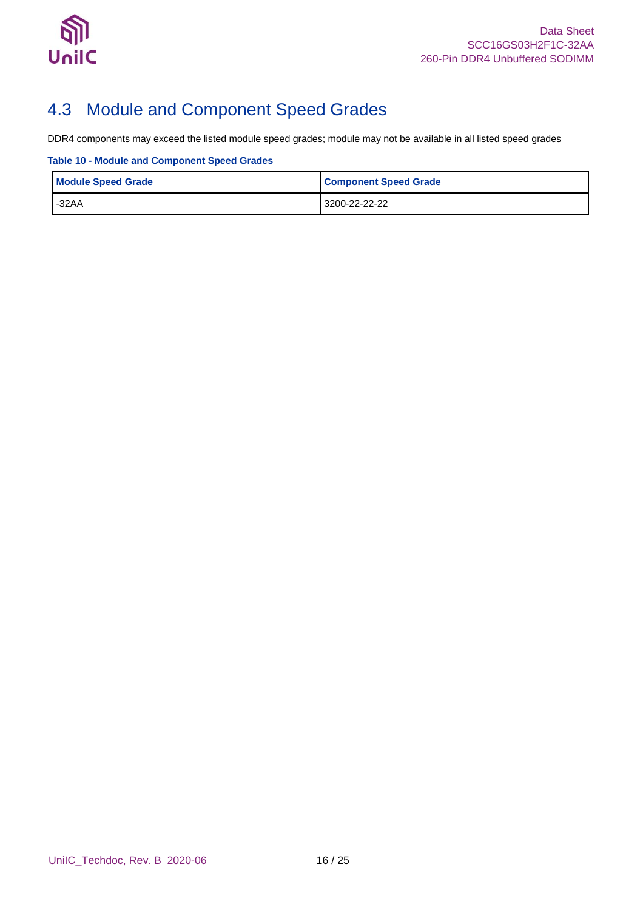## 4.3 Module and Component Speed Grades

DDR4 components may exceed the listed module speed grades; module may not be available in all listed speed grades

**Table 10 - Module and Component Speed Grades**

| Module Speed Grade | Component Speed Grade |
| --- | --- |
| -32AA | 3200-22-22-22 |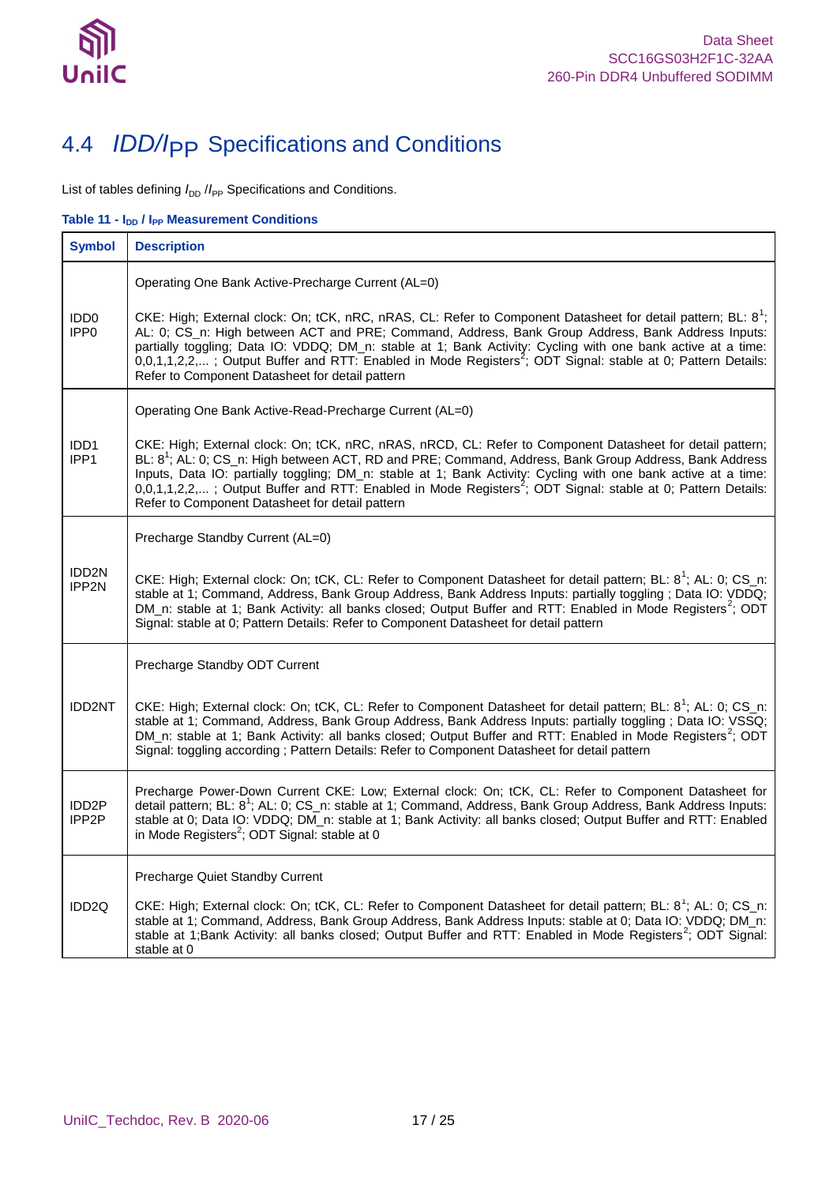## 4.4 *IDD/IPP* Specifications and Conditions

List of tables defining $I_{DD}$ /$I_{PP}$ Specifications and Conditions.

**Table 11 - $I_{DD}$ / $I_{PP}$ Measurement Conditions**

| Symbol | Description |
|---|---|
| IDD0<br>IPP0 | Operating One Bank Active-Precharge Current (AL=0)<br><br>CKE: High; External clock: On; tCK, nRC, nRAS, CL: Refer to Component Datasheet for detail pattern; BL: 8[1]; AL: 0; CS_n: High between ACT and PRE; Command, Address, Bank Group Address, Bank Address Inputs: partially toggling; Data IO: VDDQ; DM_n: stable at 1; Bank Activity: Cycling with one bank active at a time: 0,0,1,1,2,2,... ; Output Buffer and RTT: Enabled in Mode Registers[2]; ODT Signal: stable at 0; Pattern Details: Refer to Component Datasheet for detail pattern |
| IDD1<br>IPP1 | Operating One Bank Active-Read-Precharge Current (AL=0)<br><br>CKE: High; External clock: On; tCK, nRC, nRAS, nRCD, CL: Refer to Component Datasheet for detail pattern; BL: 8[1]; AL: 0; CS_n: High between ACT, RD and PRE; Command, Address, Bank Group Address, Bank Address Inputs, Data IO: partially toggling; DM_n: stable at 1; Bank Activity: Cycling with one bank active at a time: 0,0,1,1,2,2,... ; Output Buffer and RTT: Enabled in Mode Registers[2]; ODT Signal: stable at 0; Pattern Details: Refer to Component Datasheet for detail pattern |
| IDD2N<br>IPP2N | Precharge Standby Current (AL=0)<br><br>CKE: High; External clock: On; tCK, CL: Refer to Component Datasheet for detail pattern; BL: 8[1]; AL: 0; CS_n: stable at 1; Command, Address, Bank Group Address, Bank Address Inputs: partially toggling ; Data IO: VDDQ; DM_n: stable at 1; Bank Activity: all banks closed; Output Buffer and RTT: Enabled in Mode Registers[2]; ODT Signal: stable at 0; Pattern Details: Refer to Component Datasheet for detail pattern |
| IDD2NT | Precharge Standby ODT Current<br><br>CKE: High; External clock: On; tCK, CL: Refer to Component Datasheet for detail pattern; BL: 8[1]; AL: 0; CS_n: stable at 1; Command, Address, Bank Group Address, Bank Address Inputs: partially toggling ; Data IO: VSSQ; DM_n: stable at 1; Bank Activity: all banks closed; Output Buffer and RTT: Enabled in Mode Registers[2]; ODT Signal: toggling according ; Pattern Details: Refer to Component Datasheet for detail pattern |
| IDD2P<br>IPP2P | Precharge Power-Down Current CKE: Low; External clock: On; tCK, CL: Refer to Component Datasheet for detail pattern; BL: 8[1]; AL: 0; CS_n: stable at 1; Command, Address, Bank Group Address, Bank Address Inputs: stable at 0; Data IO: VDDQ; DM_n: stable at 1; Bank Activity: all banks closed; Output Buffer and RTT: Enabled in Mode Registers[2]; ODT Signal: stable at 0 |
| IDD2Q | Precharge Quiet Standby Current<br><br>CKE: High; External clock: On; tCK, CL: Refer to Component Datasheet for detail pattern; BL: 8[1]; AL: 0; CS_n: stable at 1; Command, Address, Bank Group Address, Bank Address Inputs: stable at 0; Data IO: VDDQ; DM_n: stable at 1;Bank Activity: all banks closed; Output Buffer and RTT: Enabled in Mode Registers[2]; ODT Signal: stable at 0 |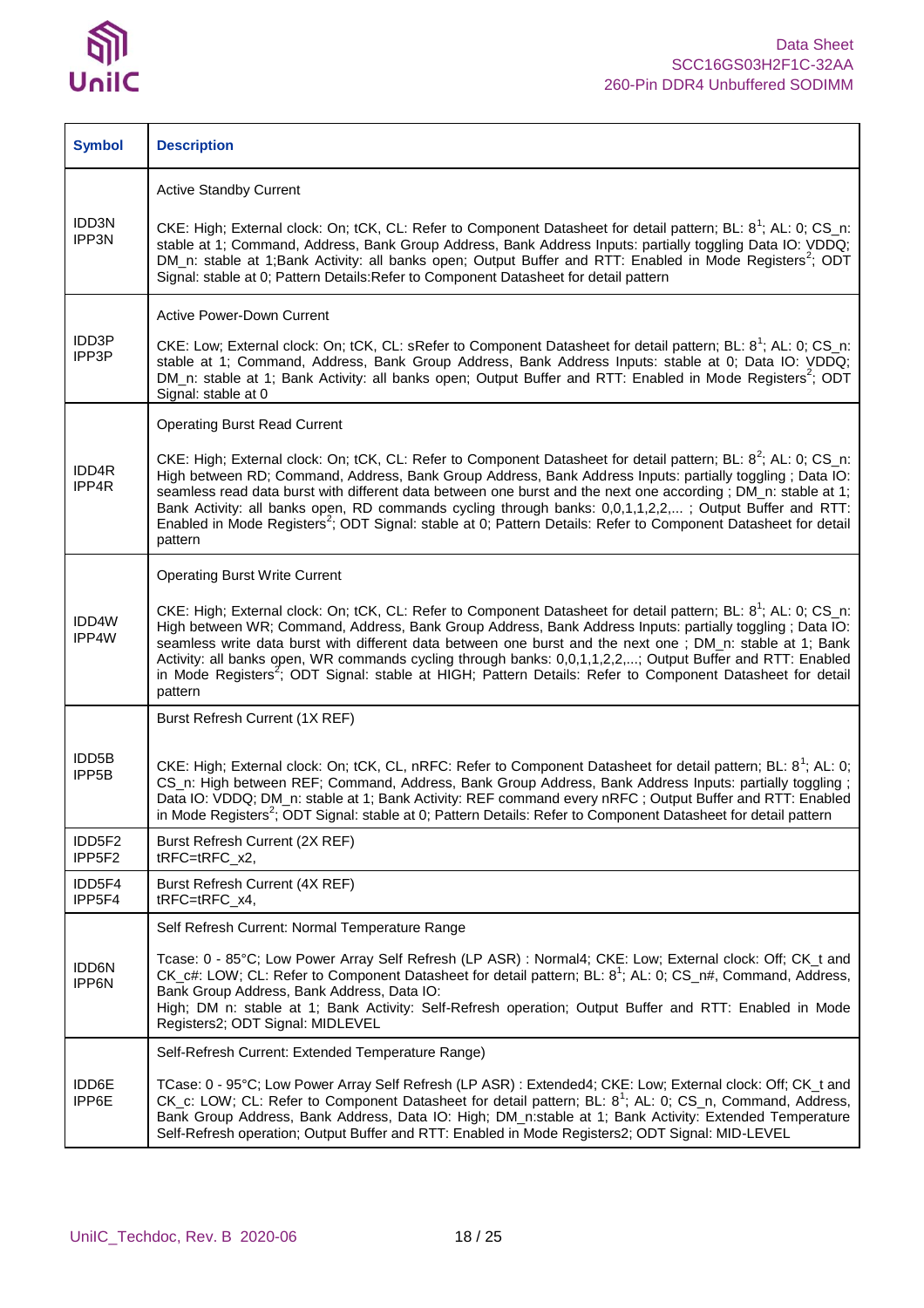| Symbol | Description |
|---|---|
| IDD3N<br>IPP3N | Active Standby Current<br><br>CKE: High; External clock: On; tCK, CL: Refer to Component Datasheet for detail pattern; BL: 8[1]; AL: 0; CS_n: stable at 1; Command, Address, Bank Group Address, Bank Address Inputs: partially toggling Data IO: VDDQ; DM_n: stable at 1;Bank Activity: all banks open; Output Buffer and RTT: Enabled in Mode Registers[2]; ODT Signal: stable at 0; Pattern Details:Refer to Component Datasheet for detail pattern |
| IDD3P<br>IPP3P | Active Power-Down Current<br><br>CKE: Low; External clock: On; tCK, CL: sRefer to Component Datasheet for detail pattern; BL: 8[1]; AL: 0; CS_n: stable at 1; Command, Address, Bank Group Address, Bank Address Inputs: stable at 0; Data IO: VDDQ; DM_n: stable at 1; Bank Activity: all banks open; Output Buffer and RTT: Enabled in Mode Registers[2]; ODT Signal: stable at 0 |
| IDD4R<br>IPP4R | Operating Burst Read Current<br><br>CKE: High; External clock: On; tCK, CL: Refer to Component Datasheet for detail pattern; BL: 8[2]; AL: 0; CS_n: High between RD; Command, Address, Bank Group Address, Bank Address Inputs: partially toggling ; Data IO: seamless read data burst with different data between one burst and the next one according ; DM_n: stable at 1; Bank Activity: all banks open, RD commands cycling through banks: 0,0,1,1,2,2,... ; Output Buffer and RTT: Enabled in Mode Registers[2]; ODT Signal: stable at 0; Pattern Details: Refer to Component Datasheet for detail pattern |
| IDD4W<br>IPP4W | Operating Burst Write Current<br><br>CKE: High; External clock: On; tCK, CL: Refer to Component Datasheet for detail pattern; BL: 8[1]; AL: 0; CS_n: High between WR; Command, Address, Bank Group Address, Bank Address Inputs: partially toggling ; Data IO: seamless write data burst with different data between one burst and the next one ; DM_n: stable at 1; Bank Activity: all banks open, WR commands cycling through banks: 0,0,1,1,2,2,...; Output Buffer and RTT: Enabled in Mode Registers[2]; ODT Signal: stable at HIGH; Pattern Details: Refer to Component Datasheet for detail pattern |
| IDD5B<br>IPP5B | Burst Refresh Current (1X REF)<br><br>CKE: High; External clock: On; tCK, CL, nRFC: Refer to Component Datasheet for detail pattern; BL: 8[1]; AL: 0; CS_n: High between REF; Command, Address, Bank Group Address, Bank Address Inputs: partially toggling ; Data IO: VDDQ; DM_n: stable at 1; Bank Activity: REF command every nRFC ; Output Buffer and RTT: Enabled in Mode Registers[2]; ODT Signal: stable at 0; Pattern Details: Refer to Component Datasheet for detail pattern |
| IDD5F2<br>IPP5F2 | Burst Refresh Current (2X REF)<br>tRFC=tRFC_x2, |
| IDD5F4<br>IPP5F4 | Burst Refresh Current (4X REF)<br>tRFC=tRFC_x4, |
| IDD6N<br>IPP6N | Self Refresh Current: Normal Temperature Range<br><br>Tcase: 0 - 85°C; Low Power Array Self Refresh (LP ASR) : Normal4; CKE: Low; External clock: Off; CK_t and CK_c#: LOW; CL: Refer to Component Datasheet for detail pattern; BL: 8[1]; AL: 0; CS_n#, Command, Address, Bank Group Address, Bank Address, Data IO:<br>High; DM n: stable at 1; Bank Activity: Self-Refresh operation; Output Buffer and RTT: Enabled in Mode Registers2; ODT Signal: MIDLEVEL |
| IDD6E<br>IPP6E | Self-Refresh Current: Extended Temperature Range)<br><br>TCase: 0 - 95°C; Low Power Array Self Refresh (LP ASR) : Extended4; CKE: Low; External clock: Off; CK_t and CK_c: LOW; CL: Refer to Component Datasheet for detail pattern; BL: 8[1]; AL: 0; CS_n, Command, Address, Bank Group Address, Bank Address, Data IO: High; DM_n:stable at 1; Bank Activity: Extended Temperature Self-Refresh operation; Output Buffer and RTT: Enabled in Mode Registers2; ODT Signal: MID-LEVEL |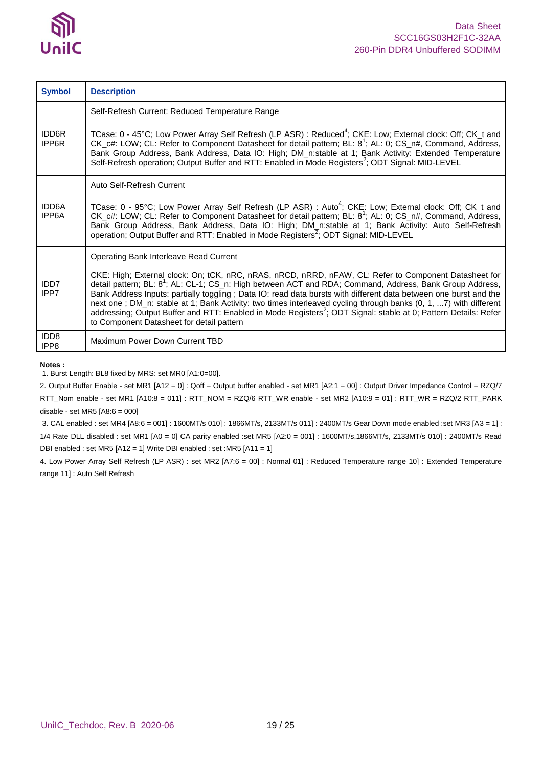| Symbol | Description |
|---|---|
| IDD6R<br>IPP6R | Self-Refresh Current: Reduced Temperature Range<br><br>TCase: 0 - 45°C; Low Power Array Self Refresh (LP ASR) : Reduced[4]; CKE: Low; External clock: Off; CK_t and CK_c#: LOW; CL: Refer to Component Datasheet for detail pattern; BL: 8[1]; AL: 0; CS_n#, Command, Address, Bank Group Address, Bank Address, Data IO: High; DM_n:stable at 1; Bank Activity: Extended Temperature Self-Refresh operation; Output Buffer and RTT: Enabled in Mode Registers[2]; ODT Signal: MID-LEVEL |
| IDD6A<br>IPP6A | Auto Self-Refresh Current<br><br>TCase: 0 - 95°C; Low Power Array Self Refresh (LP ASR) : Auto[4]; CKE: Low; External clock: Off; CK_t and CK_c#: LOW; CL: Refer to Component Datasheet for detail pattern; BL: 8[1]; AL: 0; CS_n#, Command, Address, Bank Group Address, Bank Address, Data IO: High; DM_n:stable at 1; Bank Activity: Auto Self-Refresh operation; Output Buffer and RTT: Enabled in Mode Registers[2]; ODT Signal: MID-LEVEL |
| IDD7<br>IPP7 | Operating Bank Interleave Read Current<br><br>CKE: High; External clock: On; tCK, nRC, nRAS, nRCD, nRRD, nFAW, CL: Refer to Component Datasheet for detail pattern; BL: 8[1]; AL: CL-1; CS_n: High between ACT and RDA; Command, Address, Bank Group Address, Bank Address Inputs: partially toggling ; Data IO: read data bursts with different data between one burst and the next one ; DM_n: stable at 1; Bank Activity: two times interleaved cycling through banks (0, 1, ...7) with different addressing; Output Buffer and RTT: Enabled in Mode Registers[2]; ODT Signal: stable at 0; Pattern Details: Refer to Component Datasheet for detail pattern |
| IDD8<br>IPP8 | Maximum Power Down Current TBD |

**Notes :**

1. Burst Length: BL8 fixed by MRS: set MR0 [A1:0=00].

2. Output Buffer Enable - set MR1 [A12 = 0] : Qoff = Output buffer enabled - set MR1 [A2:1 = 00] : Output Driver Impedance Control = RZQ/7 RTT_Nom enable - set MR1 [A10:8 = 011] : RTT_NOM = RZQ/6 RTT_WR enable - set MR2 [A10:9 = 01] : RTT_WR = RZQ/2 RTT_PARK disable - set MR5 [A8:6 = 000]

3. CAL enabled : set MR4 [A8:6 = 001] : 1600MT/s 010] : 1866MT/s, 2133MT/s 011] : 2400MT/s Gear Down mode enabled :set MR3 [A3 = 1] : 1/4 Rate DLL disabled : set MR1 [A0 = 0] CA parity enabled :set MR5 [A2:0 = 001] : 1600MT/s,1866MT/s, 2133MT/s 010] : 2400MT/s Read DBI enabled : set MR5 [A12 = 1] Write DBI enabled : set :MR5 [A11 = 1]

4. Low Power Array Self Refresh (LP ASR) : set MR2 [A7:6 = 00] : Normal 01] : Reduced Temperature range 10] : Extended Temperature range 11] : Auto Self Refresh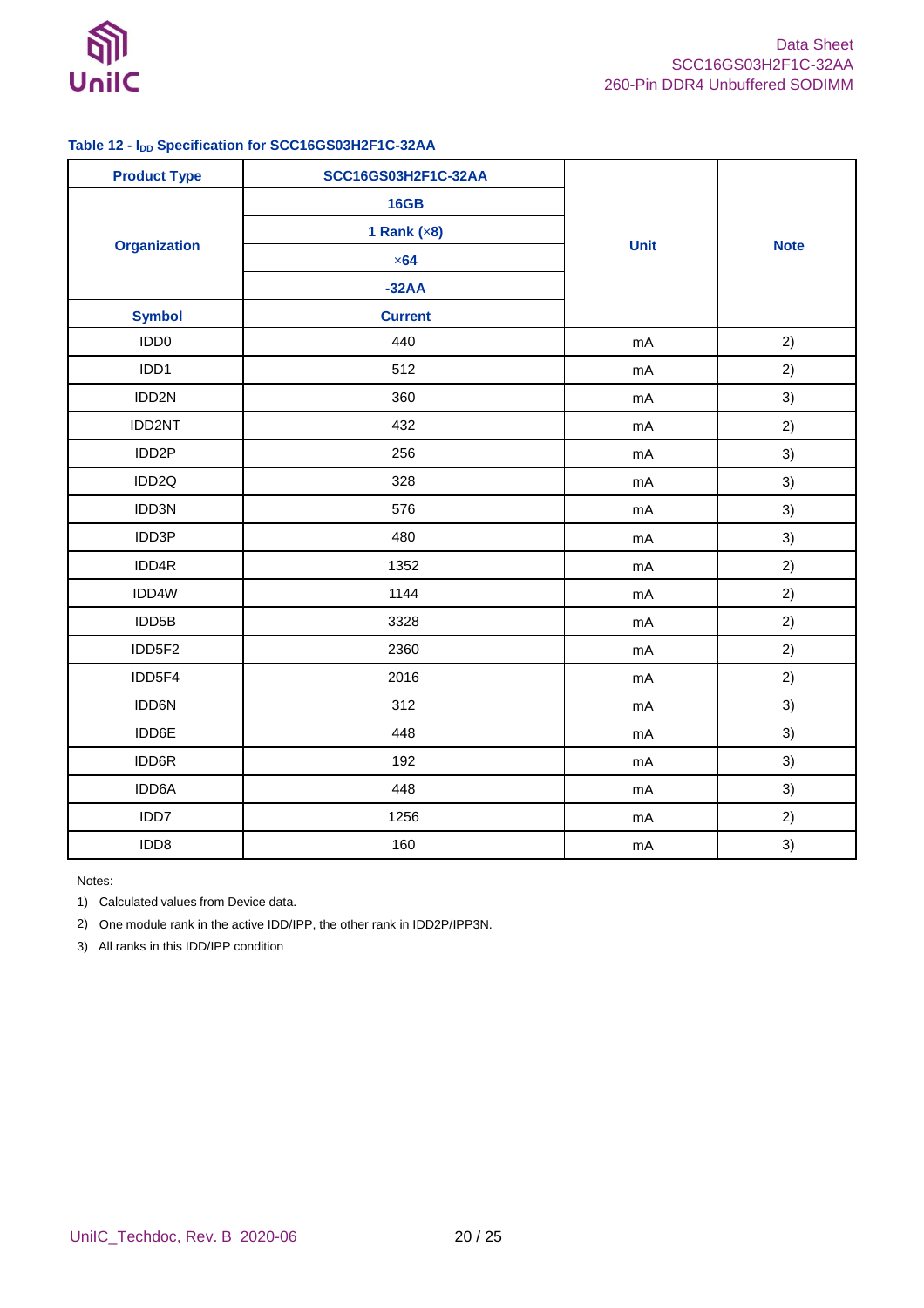**Table 12 - $I_{DD}$ Specification for SCC16GS03H2F1C-32AA**

| Product Type | SCC16GS03H2F1C-32AA | Unit | Note |
|---|---|---|---|
| Organization | 16GB | | |
| | 1 Rank (×8) | | |
| | ×64 | | |
| | -32AA | | |
| Symbol | Current | | |
| IDD0 | 440 | mA | 2) |
| IDD1 | 512 | mA | 2) |
| IDD2N | 360 | mA | 3) |
| IDD2NT | 432 | mA | 2) |
| IDD2P | 256 | mA | 3) |
| IDD2Q | 328 | mA | 3) |
| IDD3N | 576 | mA | 3) |
| IDD3P | 480 | mA | 3) |
| IDD4R | 1352 | mA | 2) |
| IDD4W | 1144 | mA | 2) |
| IDD5B | 3328 | mA | 2) |
| IDD5F2 | 2360 | mA | 2) |
| IDD5F4 | 2016 | mA | 2) |
| IDD6N | 312 | mA | 3) |
| IDD6E | 448 | mA | 3) |
| IDD6R | 192 | mA | 3) |
| IDD6A | 448 | mA | 3) |
| IDD7 | 1256 | mA | 2) |
| IDD8 | 160 | mA | 3) |

Notes:

1) Calculated values from Device data.
2) One module rank in the active IDD/IPP, the other rank in IDD2P/IPP3N.
3) All ranks in this IDD/IPP condition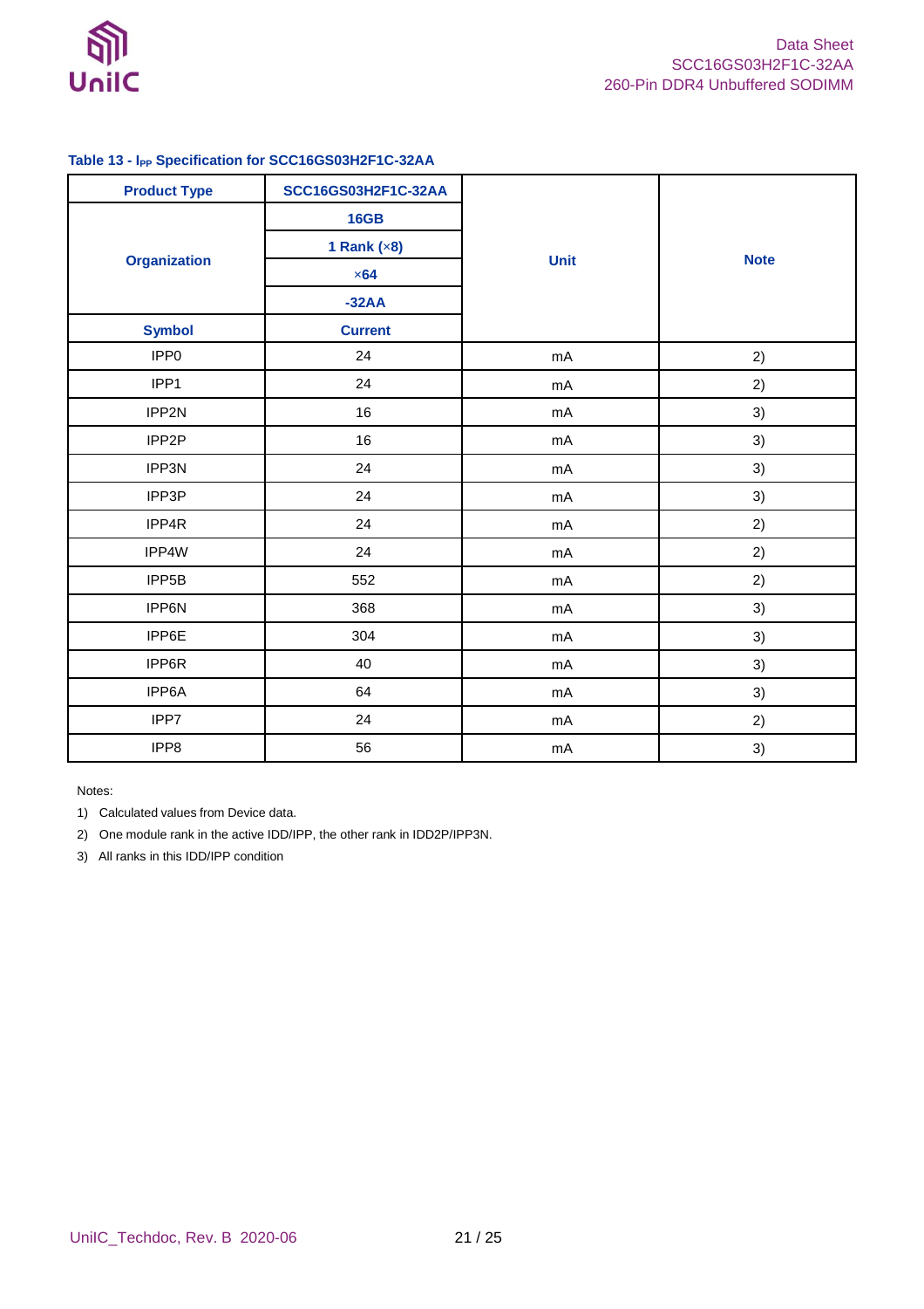### Table 13 - $I_{PP}$ Specification for SCC16GS03H2F1C-32AA

| Product Type | SCC16GS03H2F1C-32AA | Unit | Note |
|---|---|---|---|
| Organization | 16GB | | |
| | 1 Rank (×8) | | |
| | ×64 | | |
| | -32AA | | |
| Symbol | Current | | |
| IPP0 | 24 | mA | 2) |
| IPP1 | 24 | mA | 2) |
| IPP2N | 16 | mA | 3) |
| IPP2P | 16 | mA | 3) |
| IPP3N | 24 | mA | 3) |
| IPP3P | 24 | mA | 3) |
| IPP4R | 24 | mA | 2) |
| IPP4W | 24 | mA | 2) |
| IPP5B | 552 | mA | 2) |
| IPP6N | 368 | mA | 3) |
| IPP6E | 304 | mA | 3) |
| IPP6R | 40 | mA | 3) |
| IPP6A | 64 | mA | 3) |
| IPP7 | 24 | mA | 2) |
| IPP8 | 56 | mA | 3) |

Notes:

1) Calculated values from Device data.
2) One module rank in the active IDD/IPP, the other rank in IDD2P/IPP3N.
3) All ranks in this IDD/IPP condition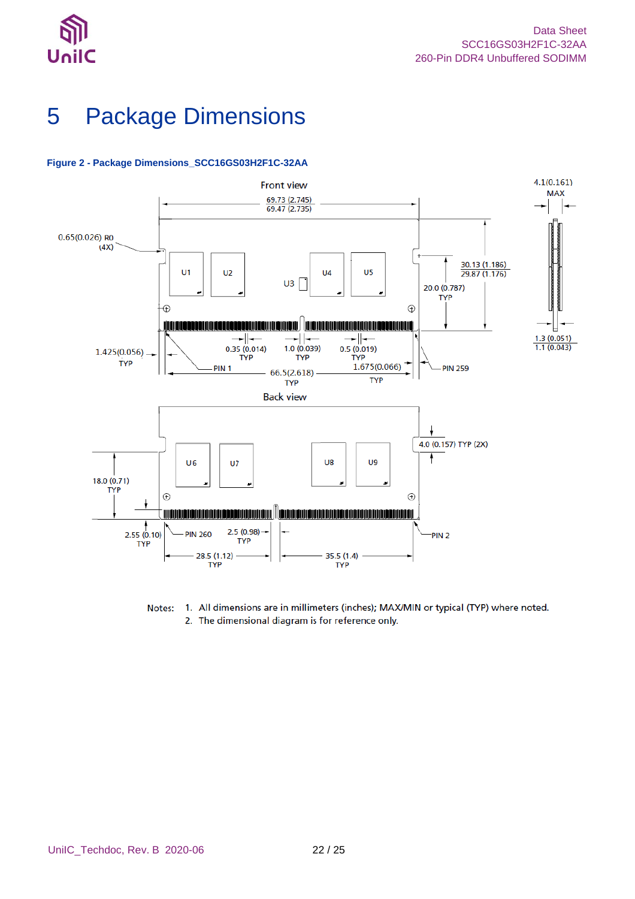# 5 Package Dimensions

**Figure 2 - Package Dimensions_SCC16GS03H2F1C-32AA**

Notes: 1. All dimensions are in millimeters (inches); MAX/MIN or typical (TYP) where noted.
2. The dimensional diagram is for reference only.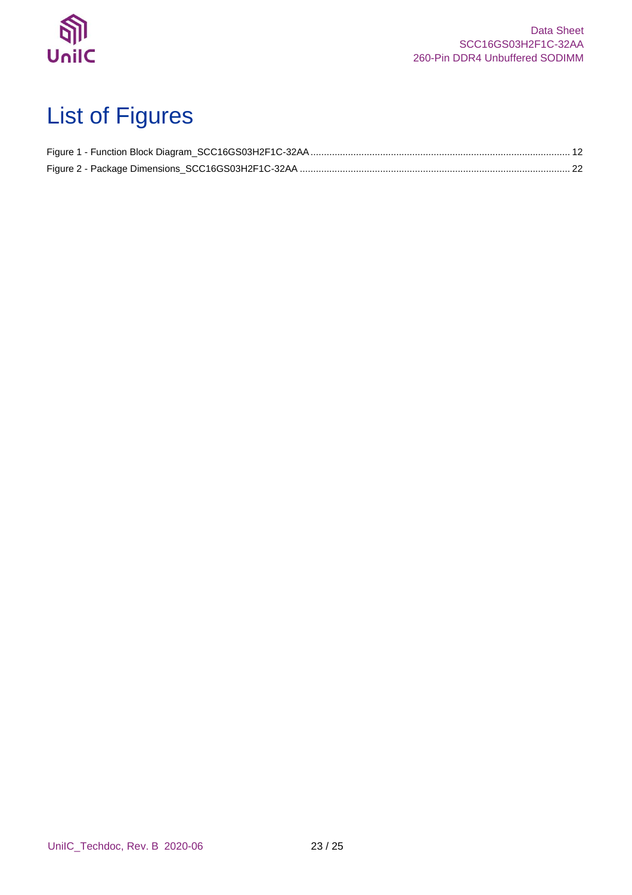# List of Figures

Figure 1 - Function Block Diagram_SCC16GS03H2F1C-32AA ................................................................................................ 12

Figure 2 - Package Dimensions_SCC16GS03H2F1C-32AA .................................................................................................... 22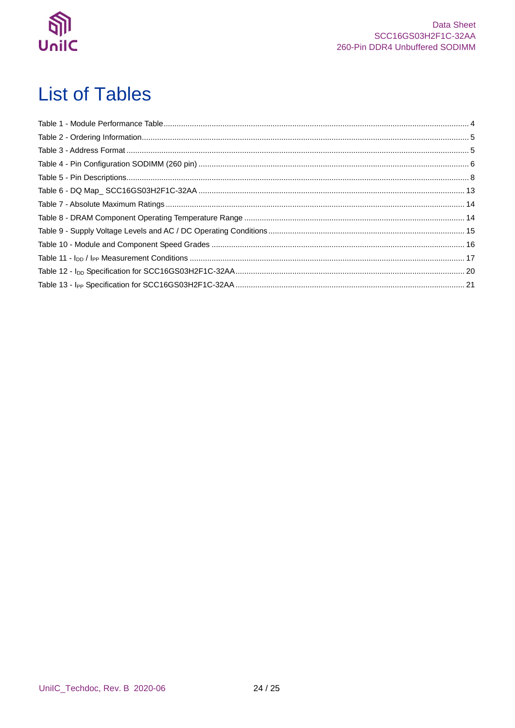# List of Tables

Table 1 - Module Performance Table ........................................................ 4
Table 2 - Ordering Information ........................................................ 5
Table 3 - Address Format ........................................................ 5
Table 4 - Pin Configuration SODIMM (260 pin) ........................................................ 6
Table 5 - Pin Descriptions ........................................................ 8
Table 6 - DQ Map_ SCC16GS03H2F1C-32AA ........................................................ 13
Table 7 - Absolute Maximum Ratings ........................................................ 14
Table 8 - DRAM Component Operating Temperature Range ........................................................ 14
Table 9 - Supply Voltage Levels and AC / DC Operating Conditions ........................................................ 15
Table 10 - Module and Component Speed Grades ........................................................ 16
Table 11 - $I_{DD}$ / $I_{PP}$ Measurement Conditions ........................................................ 17
Table 12 - $I_{DD}$ Specification for SCC16GS03H2F1C-32AA ........................................................ 20
Table 13 - $I_{PP}$ Specification for SCC16GS03H2F1C-32AA ........................................................ 21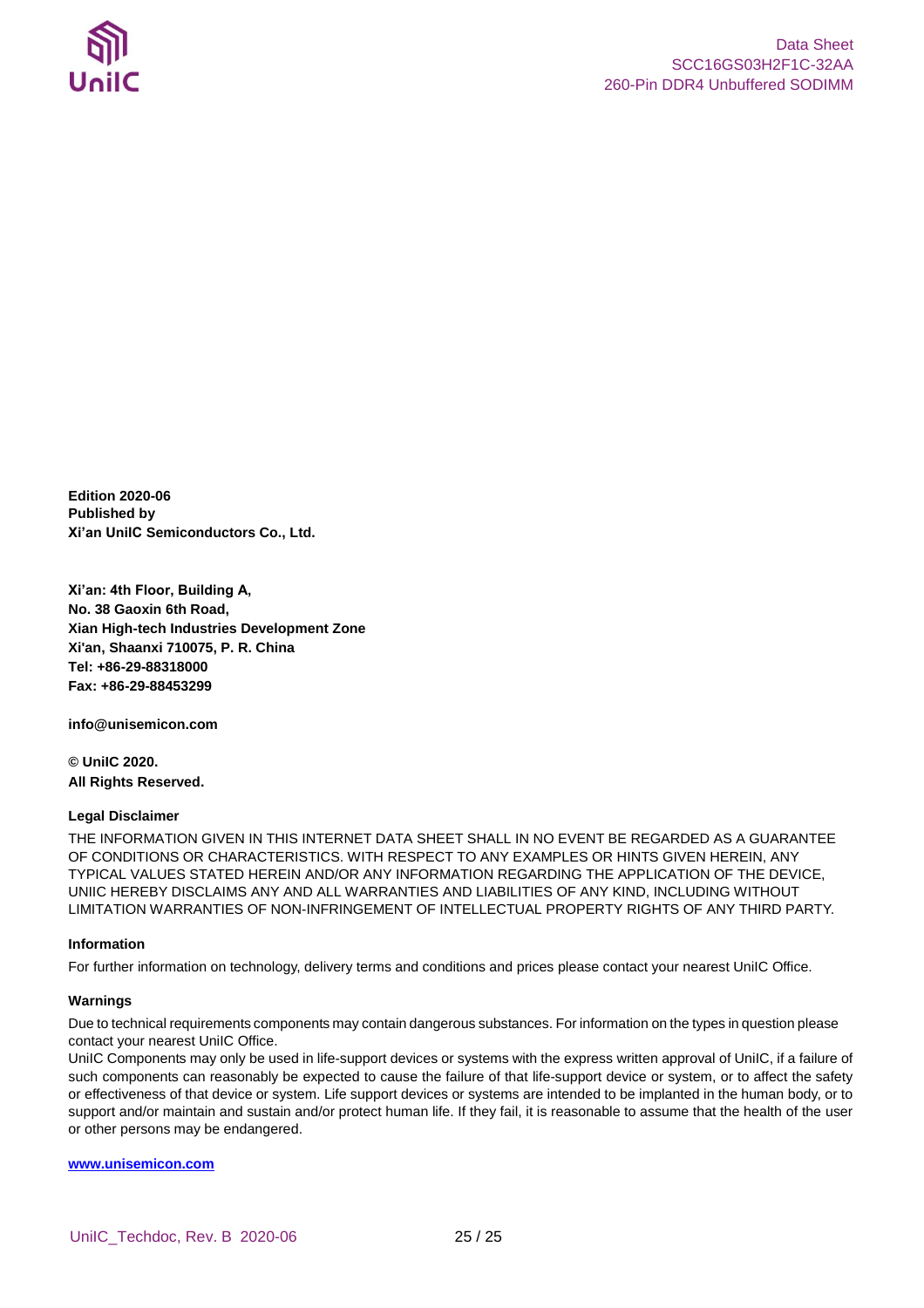**Edition 2020-06**
**Published by**
**Xi'an UniIC Semiconductors Co., Ltd.**

**Xi'an: 4th Floor, Building A,**
**No. 38 Gaoxin 6th Road,**
**Xian High-tech Industries Development Zone**
**Xi'an, Shaanxi 710075, P. R. China**
**Tel: +86-29-88318000**
**Fax: +86-29-88453299**

**info@unisemicon.com**

**© UniIC 2020.**
**All Rights Reserved.**

**Legal Disclaimer**

THE INFORMATION GIVEN IN THIS INTERNET DATA SHEET SHALL IN NO EVENT BE REGARDED AS A GUARANTEE OF CONDITIONS OR CHARACTERISTICS. WITH RESPECT TO ANY EXAMPLES OR HINTS GIVEN HEREIN, ANY TYPICAL VALUES STATED HEREIN AND/OR ANY INFORMATION REGARDING THE APPLICATION OF THE DEVICE, UNIIC HEREBY DISCLAIMS ANY AND ALL WARRANTIES AND LIABILITIES OF ANY KIND, INCLUDING WITHOUT LIMITATION WARRANTIES OF NON-INFRINGEMENT OF INTELLECTUAL PROPERTY RIGHTS OF ANY THIRD PARTY.

**Information**

For further information on technology, delivery terms and conditions and prices please contact your nearest UniIC Office.

**Warnings**

Due to technical requirements components may contain dangerous substances. For information on the types in question please contact your nearest UniIC Office.
UniIC Components may only be used in life-support devices or systems with the express written approval of UniIC, if a failure of such components can reasonably be expected to cause the failure of that life-support device or system, or to affect the safety or effectiveness of that device or system. Life support devices or systems are intended to be implanted in the human body, or to support and/or maintain and sustain and/or protect human life. If they fail, it is reasonable to assume that the health of the user or other persons may be endangered.

**www.unisemicon.com**